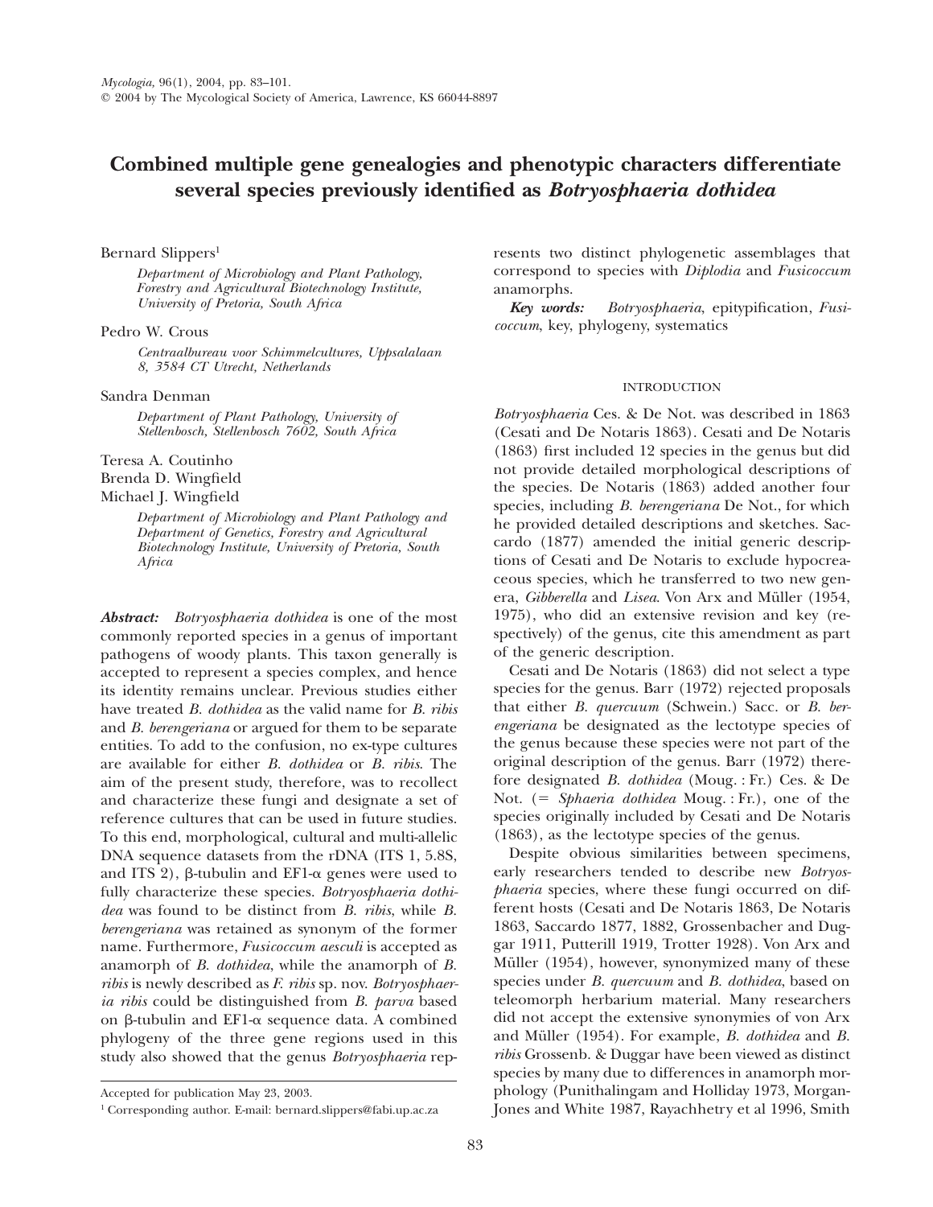# Combined multiple gene genealogies and phenotypic characters differentiate several species previously identified as *Botryosphaeria dothidea*

Bernard Slippers[1]

*Department of Microbiology and Plant Pathology, Forestry and Agricultural Biotechnology Institute, University of Pretoria, South Africa*

Pedro W. Crous

*Centraalbureau voor Schimmelcultures, Uppsalalaan 8, 3584 CT Utrecht, Netherlands*

Sandra Denman

*Department of Plant Pathology, University of Stellenbosch, Stellenbosch 7602, South Africa*

Teresa A. Coutinho
Brenda D. Wingfield
Michael J. Wingfield

*Department of Microbiology and Plant Pathology and Department of Genetics, Forestry and Agricultural Biotechnology Institute, University of Pretoria, South Africa*

***Abstract:*** *Botryosphaeria dothidea* is one of the most commonly reported species in a genus of important pathogens of woody plants. This taxon generally is accepted to represent a species complex, and hence its identity remains unclear. Previous studies either have treated *B. dothidea* as the valid name for *B. ribis* and *B. berengeriana* or argued for them to be separate entities. To add to the confusion, no ex-type cultures are available for either *B. dothidea* or *B. ribis*. The aim of the present study, therefore, was to recollect and characterize these fungi and designate a set of reference cultures that can be used in future studies. To this end, morphological, cultural and multi-allelic DNA sequence datasets from the rDNA (ITS 1, 5.8S, and ITS 2), β-tubulin and EF1-α genes were used to fully characterize these species. *Botryosphaeria dothidea* was found to be distinct from *B. ribis*, while *B. berengeriana* was retained as synonym of the former name. Furthermore, *Fusicoccum aesculi* is accepted as anamorph of *B. dothidea*, while the anamorph of *B. ribis* is newly described as *F. ribis* sp. nov. *Botryosphaeria ribis* could be distinguished from *B. parva* based on β-tubulin and EF1-α sequence data. A combined phylogeny of the three gene regions used in this study also showed that the genus *Botryosphaeria* represents two distinct phylogenetic assemblages that correspond to species with *Diplodia* and *Fusicoccum* anamorphs.

***Key words:*** *Botryosphaeria*, epitypification, *Fusicoccum*, key, phylogeny, systematics

## INTRODUCTION

*Botryosphaeria* Ces. & De Not. was described in 1863 (Cesati and De Notaris 1863). Cesati and De Notaris (1863) first included 12 species in the genus but did not provide detailed morphological descriptions of the species. De Notaris (1863) added another four species, including *B. berengeriana* De Not., for which he provided detailed descriptions and sketches. Saccardo (1877) amended the initial generic descriptions of Cesati and De Notaris to exclude hypocreaceous species, which he transferred to two new genera, *Gibberella* and *Lisea*. Von Arx and Müller (1954, 1975), who did an extensive revision and key (respectively) of the genus, cite this amendment as part of the generic description.

Cesati and De Notaris (1863) did not select a type species for the genus. Barr (1972) rejected proposals that either *B. quercuum* (Schwein.) Sacc. or *B. berengeriana* be designated as the lectotype species of the genus because these species were not part of the original description of the genus. Barr (1972) therefore designated *B. dothidea* (Moug. : Fr.) Ces. & De Not. (= *Sphaeria dothidea* Moug. : Fr.), one of the species originally included by Cesati and De Notaris (1863), as the lectotype species of the genus.

Despite obvious similarities between specimens, early researchers tended to describe new *Botryosphaeria* species, where these fungi occurred on different hosts (Cesati and De Notaris 1863, De Notaris 1863, Saccardo 1877, 1882, Grossenbacher and Duggar 1911, Putterill 1919, Trotter 1928). Von Arx and Müller (1954), however, synonymized many of these species under *B. quercuum* and *B. dothidea*, based on teleomorph herbarium material. Many researchers did not accept the extensive synonymies of von Arx and Müller (1954). For example, *B. dothidea* and *B. ribis* Grossenb. & Duggar have been viewed as distinct species by many due to differences in anamorph morphology (Punithalingam and Holliday 1973, Morgan-Jones and White 1987, Rayachhetry et al 1996, Smith

Accepted for publication May 23, 2003.

[1] Corresponding author. E-mail: bernard.slippers@fabi.up.ac.za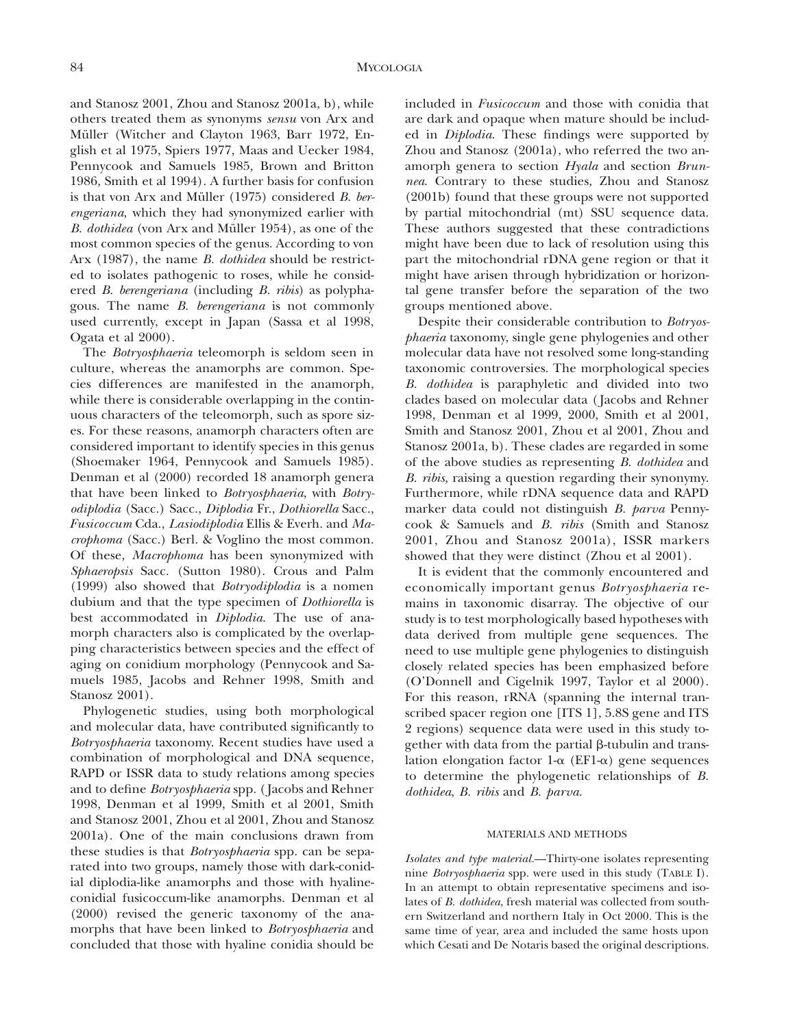and Stanosz 2001, Zhou and Stanosz 2001a, b), while others treated them as synonyms *sensu* von Arx and Müller (Witcher and Clayton 1963, Barr 1972, English et al 1975, Spiers 1977, Maas and Uecker 1984, Pennycook and Samuels 1985, Brown and Britton 1986, Smith et al 1994). A further basis for confusion is that von Arx and Müller (1975) considered *B. berengeriana*, which they had synonymized earlier with *B. dothidea* (von Arx and Müller 1954), as one of the most common species of the genus. According to von Arx (1987), the name *B. dothidea* should be restricted to isolates pathogenic to roses, while he considered *B. berengeriana* (including *B. ribis*) as polyphagous. The name *B. berengeriana* is not commonly used currently, except in Japan (Sassa et al 1998, Ogata et al 2000).

The *Botryosphaeria* teleomorph is seldom seen in culture, whereas the anamorphs are common. Species differences are manifested in the anamorph, while there is considerable overlapping in the continuous characters of the teleomorph, such as spore sizes. For these reasons, anamorph characters often are considered important to identify species in this genus (Shoemaker 1964, Pennycook and Samuels 1985). Denman et al (2000) recorded 18 anamorph genera that have been linked to *Botryosphaeria*, with *Botryodiplodia* (Sacc.) Sacc., *Diplodia* Fr., *Dothiorella* Sacc., *Fusicoccum* Cda., *Lasiodiplodia* Ellis & Everh. and *Macrophoma* (Sacc.) Berl. & Voglino the most common. Of these, *Macrophoma* has been synonymized with *Sphaeropsis* Sacc. (Sutton 1980). Crous and Palm (1999) also showed that *Botryodiplodia* is a nomen dubium and that the type specimen of *Dothiorella* is best accommodated in *Diplodia*. The use of anamorph characters also is complicated by the overlapping characteristics between species and the effect of aging on conidium morphology (Pennycook and Samuels 1985, Jacobs and Rehner 1998, Smith and Stanosz 2001).

Phylogenetic studies, using both morphological and molecular data, have contributed significantly to *Botryosphaeria* taxonomy. Recent studies have used a combination of morphological and DNA sequence, RAPD or ISSR data to study relations among species and to define *Botryosphaeria* spp. (Jacobs and Rehner 1998, Denman et al 1999, Smith et al 2001, Smith and Stanosz 2001, Zhou et al 2001, Zhou and Stanosz 2001a). One of the main conclusions drawn from these studies is that *Botryosphaeria* spp. can be separated into two groups, namely those with dark-conidial diplodia-like anamorphs and those with hyaline-conidial fusicoccum-like anamorphs. Denman et al (2000) revised the generic taxonomy of the anamorphs that have been linked to *Botryosphaeria* and concluded that those with hyaline conidia should be included in *Fusicoccum* and those with conidia that are dark and opaque when mature should be included in *Diplodia*. These findings were supported by Zhou and Stanosz (2001a), who referred the two anamorph genera to section *Hyala* and section *Brunnea*. Contrary to these studies, Zhou and Stanosz (2001b) found that these groups were not supported by partial mitochondrial (mt) SSU sequence data. These authors suggested that these contradictions might have been due to lack of resolution using this part the mitochondrial rDNA gene region or that it might have arisen through hybridization or horizontal gene transfer before the separation of the two groups mentioned above.

Despite their considerable contribution to *Botryosphaeria* taxonomy, single gene phylogenies and other molecular data have not resolved some long-standing taxonomic controversies. The morphological species *B. dothidea* is paraphyletic and divided into two clades based on molecular data (Jacobs and Rehner 1998, Denman et al 1999, 2000, Smith et al 2001, Smith and Stanosz 2001, Zhou et al 2001, Zhou and Stanosz 2001a, b). These clades are regarded in some of the above studies as representing *B. dothidea* and *B. ribis*, raising a question regarding their synonymy. Furthermore, while rDNA sequence data and RAPD marker data could not distinguish *B. parva* Pennycook & Samuels and *B. ribis* (Smith and Stanosz 2001, Zhou and Stanosz 2001a), ISSR markers showed that they were distinct (Zhou et al 2001).

It is evident that the commonly encountered and economically important genus *Botryosphaeria* remains in taxonomic disarray. The objective of our study is to test morphologically based hypotheses with data derived from multiple gene sequences. The need to use multiple gene phylogenies to distinguish closely related species has been emphasized before (O'Donnell and Cigelnik 1997, Taylor et al 2000). For this reason, rRNA (spanning the internal transcribed spacer region one [ITS 1], 5.8S gene and ITS 2 regions) sequence data were used in this study together with data from the partial β-tubulin and translation elongation factor 1-α (EF1-α) gene sequences to determine the phylogenetic relationships of *B. dothidea*, *B. ribis* and *B. parva*.

## MATERIALS AND METHODS

*Isolates and type material.*—Thirty-one isolates representing nine *Botryosphaeria* spp. were used in this study (TABLE I). In an attempt to obtain representative specimens and isolates of *B. dothidea*, fresh material was collected from southern Switzerland and northern Italy in Oct 2000. This is the same time of year, area and included the same hosts upon which Cesati and De Notaris based the original descriptions.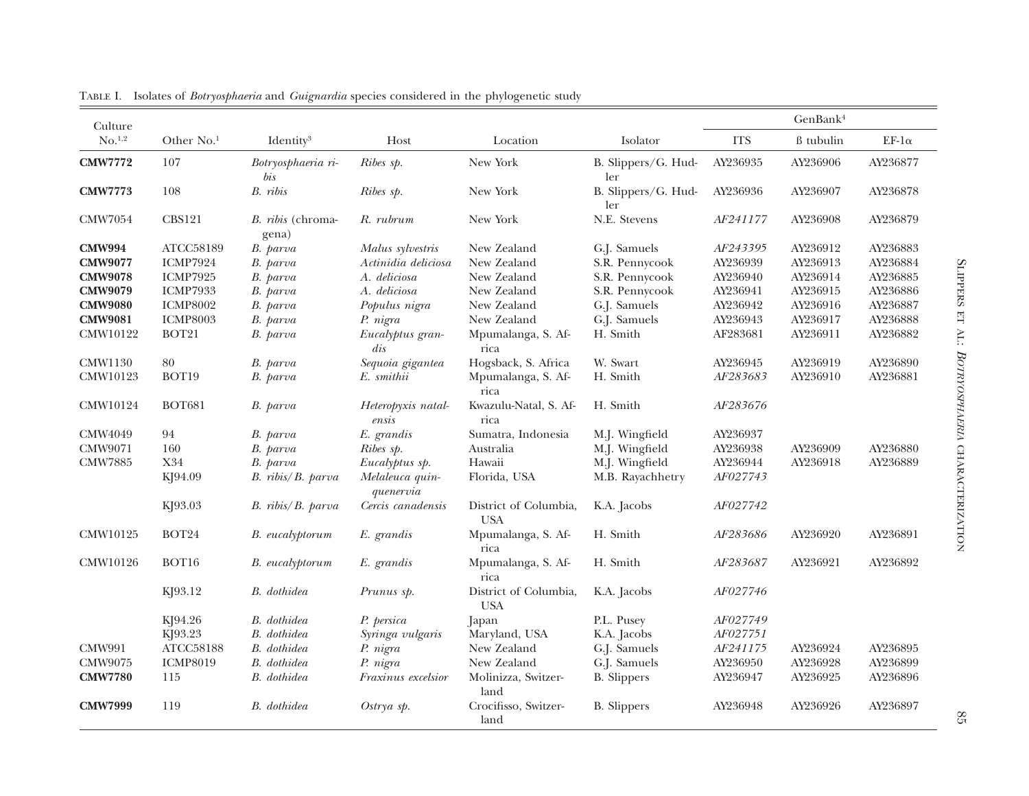TABLE I. Isolates of *Botryosphaeria* and *Guignardia* species considered in the phylogenetic study

| Culture No.[1,2] | Other No.[1] | Identity[3] | Host | Location | Isolator | GenBank[4] | | |
|---|---|---|---|---|---|---|---|---|
| | | | | | | ITS | ß tubulin | EF-1α |
| **CMW7772** | 107 | *Botryosphaeria ribis* | *Ribes sp.* | New York | B. Slippers/G. Hudler | AY236935 | AY236906 | AY236877 |
| **CMW7773** | 108 | *B. ribis* | *Ribes sp.* | New York | B. Slippers/G. Hudler | AY236936 | AY236907 | AY236878 |
| CMW7054 | CBS121 | *B. ribis* (chromagena) | *R. rubrum* | New York | N.E. Stevens | *AF241177* | AY236908 | AY236879 |
| **CMW994** | ATCC58189 | *B. parva* | *Malus sylvestris* | New Zealand | G.J. Samuels | *AF243395* | AY236912 | AY236883 |
| **CMW9077** | ICMP7924 | *B. parva* | *Actinidia deliciosa* | New Zealand | S.R. Pennycook | AY236939 | AY236913 | AY236884 |
| **CMW9078** | ICMP7925 | *B. parva* | *A. deliciosa* | New Zealand | S.R. Pennycook | AY236940 | AY236914 | AY236885 |
| **CMW9079** | ICMP7933 | *B. parva* | *A. deliciosa* | New Zealand | S.R. Pennycook | AY236941 | AY236915 | AY236886 |
| **CMW9080** | ICMP8002 | *B. parva* | *Populus nigra* | New Zealand | G.J. Samuels | AY236942 | AY236916 | AY236887 |
| **CMW9081** | ICMP8003 | *B. parva* | *P. nigra* | New Zealand | G.J. Samuels | AY236943 | AY236917 | AY236888 |
| CMW10122 | BOT21 | *B. parva* | *Eucalyptus grandis* | Mpumalanga, S. Africa | H. Smith | AF283681 | AY236911 | AY236882 |
| CMW1130 | 80 | *B. parva* | *Sequoia gigantea* | Hogsback, S. Africa | W. Swart | AY236945 | AY236919 | AY236890 |
| CMW10123 | BOT19 | *B. parva* | *E. smithii* | Mpumalanga, S. Africa | H. Smith | *AF283683* | AY236910 | AY236881 |
| CMW10124 | BOT681 | *B. parva* | *Heteropyxis natalensis* | Kwazulu-Natal, S. Africa | H. Smith | *AF283676* | | |
| CMW4049 | 94 | *B. parva* | *E. grandis* | Sumatra, Indonesia | M.J. Wingfield | AY236937 | | |
| CMW9071 | 160 | *B. parva* | *Ribes sp.* | Australia | M.J. Wingfield | AY236938 | AY236909 | AY236880 |
| CMW7885 | X34 | *B. parva* | *Eucalyptus sp.* | Hawaii | M.J. Wingfield | AY236944 | AY236918 | AY236889 |
| | KJ94.09 | *B. ribis/B. parva* | *Melaleuca quinquenervia* | Florida, USA | M.B. Rayachhetry | *AF027743* | | |
| | KJ93.03 | *B. ribis/B. parva* | *Cercis canadensis* | District of Columbia, USA | K.A. Jacobs | *AF027742* | | |
| CMW10125 | BOT24 | *B. eucalyptorum* | *E. grandis* | Mpumalanga, S. Africa | H. Smith | *AF283686* | AY236920 | AY236891 |
| CMW10126 | BOT16 | *B. eucalyptorum* | *E. grandis* | Mpumalanga, S. Africa | H. Smith | *AF283687* | AY236921 | AY236892 |
| | KJ93.12 | *B. dothidea* | *Prunus sp.* | District of Columbia, USA | K.A. Jacobs | *AF027746* | | |
| | KJ94.26 | *B. dothidea* | *P. persica* | Japan | P.L. Pusey | *AF027749* | | |
| | KJ93.23 | *B. dothidea* | *Syringa vulgaris* | Maryland, USA | K.A. Jacobs | *AF027751* | | |
| CMW991 | ATCC58188 | *B. dothidea* | *P. nigra* | New Zealand | G.J. Samuels | *AF241175* | AY236924 | AY236895 |
| CMW9075 | ICMP8019 | *B. dothidea* | *P. nigra* | New Zealand | G.J. Samuels | AY236950 | AY236928 | AY236899 |
| **CMW7780** | 115 | *B. dothidea* | *Fraxinus excelsior* | Molinizza, Switzerland | B. Slippers | AY236947 | AY236925 | AY236896 |
| **CMW7999** | 119 | *B. dothidea* | *Ostrya sp.* | Crocifisso, Switzerland | B. Slippers | AY236948 | AY236926 | AY236897 |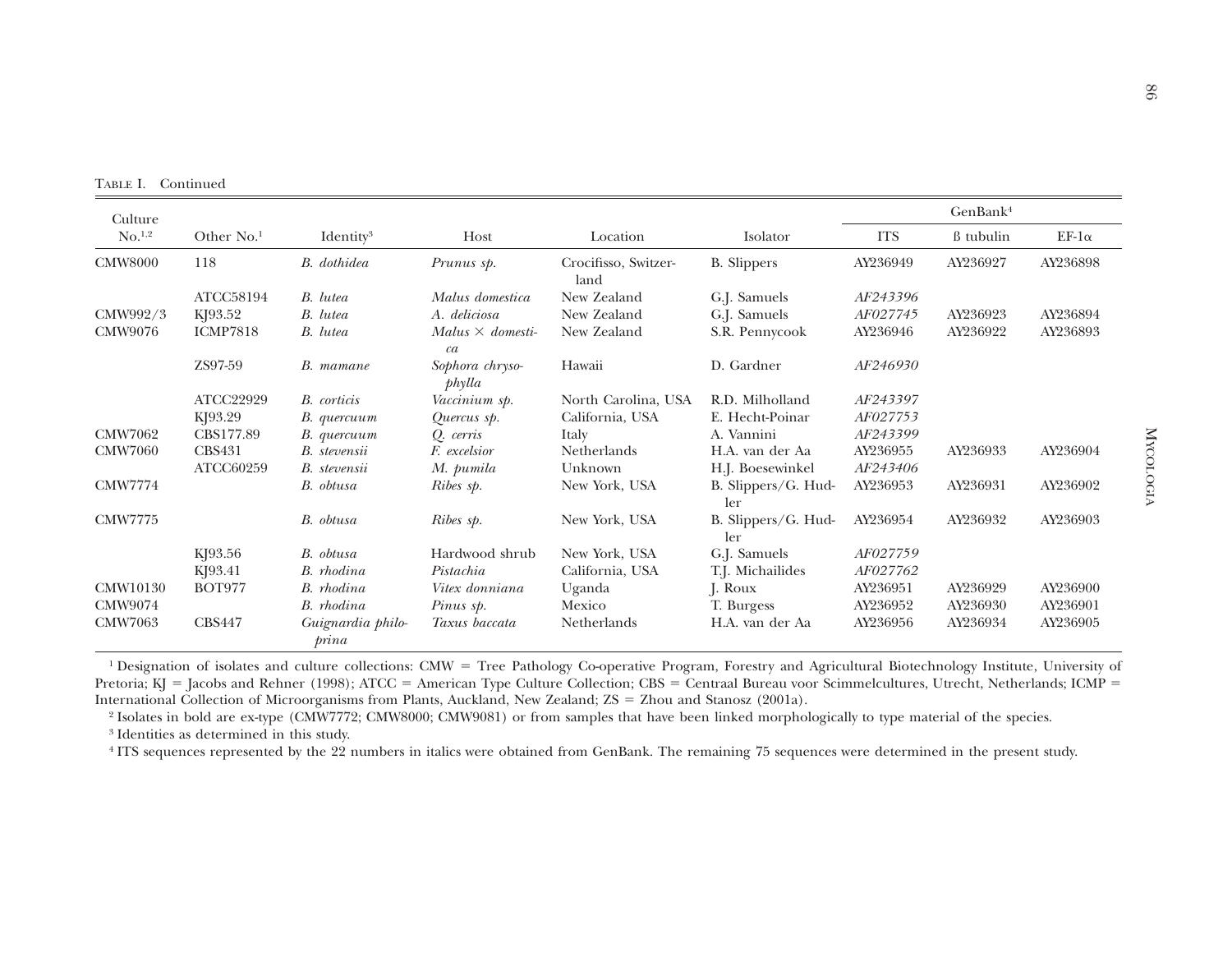TABLE I. Continued

| Culture No.[1,2] | Other No.[1] | Identity[3] | Host | Location | Isolator | GenBank[4] | | |
|---|---|---|---|---|---|---|---|---|
| | | | | | | ITS | ß tubulin | EF-1α |
| CMW8000 | 118 | *B. dothidea* | *Prunus sp.* | Crocifisso, Switzerland | B. Slippers | AY236949 | AY236927 | AY236898 |
| | ATCC58194 | *B. lutea* | *Malus domestica* | New Zealand | G.J. Samuels | *AF243396* | | |
| CMW992/3 | KJ93.52 | *B. lutea* | *A. deliciosa* | New Zealand | G.J. Samuels | *AF027745* | AY236923 | AY236894 |
| CMW9076 | ICMP7818 | *B. lutea* | *Malus × domestica* | New Zealand | S.R. Pennycook | AY236946 | AY236922 | AY236893 |
| | ZS97-59 | *B. mamane* | *Sophora chrysophylla* | Hawaii | D. Gardner | *AF246930* | | |
| | ATCC22929 | *B. corticis* | *Vaccinium sp.* | North Carolina, USA | R.D. Milholland | *AF243397* | | |
| | KJ93.29 | *B. quercuum* | *Quercus sp.* | California, USA | E. Hecht-Poinar | *AF027753* | | |
| CMW7062 | CBS177.89 | *B. quercuum* | *Q. cerris* | Italy | A. Vannini | *AF243399* | | |
| CMW7060 | CBS431 | *B. stevensii* | *F. excelsior* | Netherlands | H.A. van der Aa | AY236955 | AY236933 | AY236904 |
| | ATCC60259 | *B. stevensii* | *M. pumila* | Unknown | H.J. Boesewinkel | *AF243406* | | |
| CMW7774 | | *B. obtusa* | *Ribes sp.* | New York, USA | B. Slippers/G. Hudler | AY236953 | AY236931 | AY236902 |
| CMW7775 | | *B. obtusa* | *Ribes sp.* | New York, USA | B. Slippers/G. Hudler | AY236954 | AY236932 | AY236903 |
| | KJ93.56 | *B. obtusa* | Hardwood shrub | New York, USA | G.J. Samuels | *AF027759* | | |
| | KJ93.41 | *B. rhodina* | *Pistachia* | California, USA | T.J. Michailides | *AF027762* | | |
| CMW10130 | BOT977 | *B. rhodina* | *Vitex donniana* | Uganda | J. Roux | AY236951 | AY236929 | AY236900 |
| CMW9074 | | *B. rhodina* | *Pinus sp.* | Mexico | T. Burgess | AY236952 | AY236930 | AY236901 |
| CMW7063 | CBS447 | *Guignardia philoprina* | *Taxus baccata* | Netherlands | H.A. van der Aa | AY236956 | AY236934 | AY236905 |

[1] Designation of isolates and culture collections: CMW = Tree Pathology Co-operative Program, Forestry and Agricultural Biotechnology Institute, University of Pretoria; KJ = Jacobs and Rehner (1998); ATCC = American Type Culture Collection; CBS = Centraal Bureau voor Scimmelcultures, Utrecht, Netherlands; ICMP = International Collection of Microorganisms from Plants, Auckland, New Zealand; ZS = Zhou and Stanosz (2001a).

[2] Isolates in bold are ex-type (CMW7772; CMW8000; CMW9081) or from samples that have been linked morphologically to type material of the species.

[3] Identities as determined in this study.

[4] ITS sequences represented by the 22 numbers in italics were obtained from GenBank. The remaining 75 sequences were determined in the present study.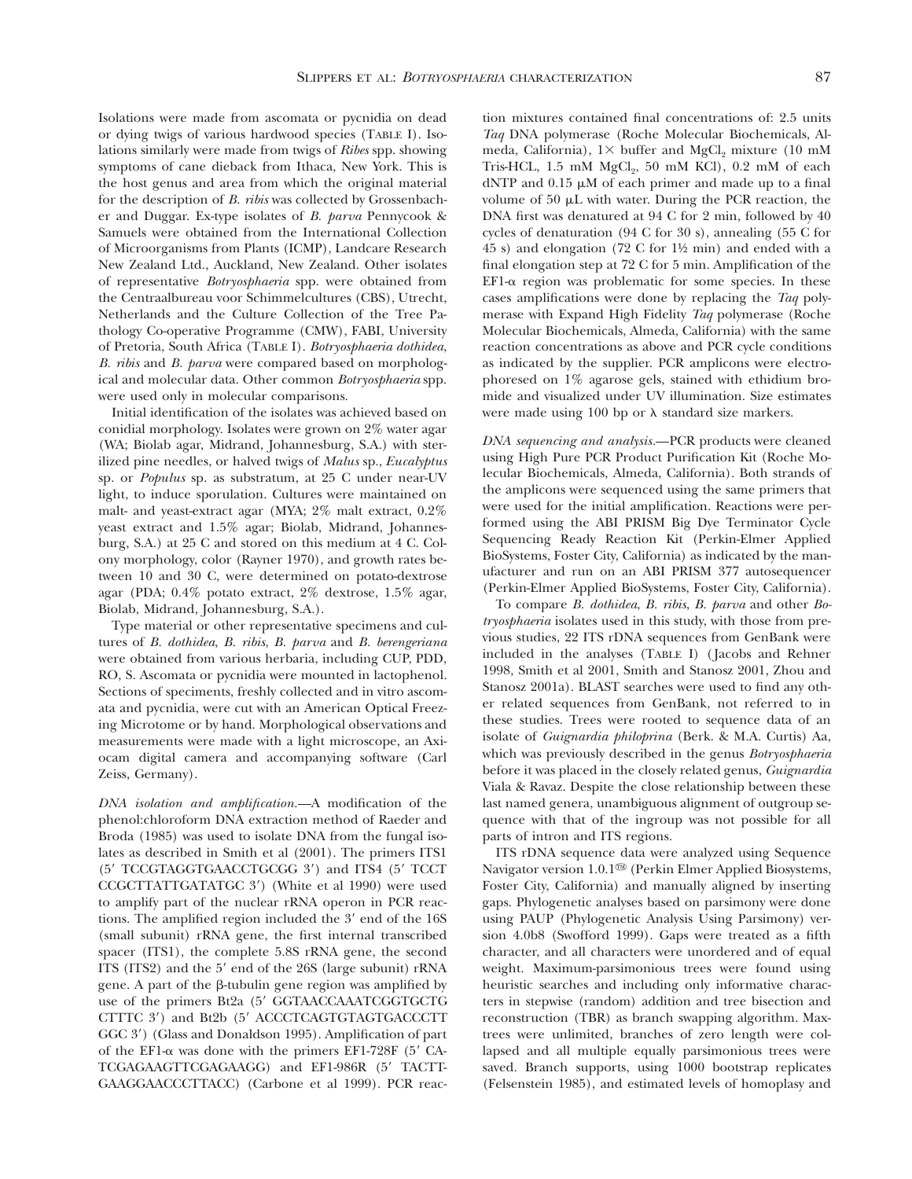Isolations were made from ascomata or pycnidia on dead or dying twigs of various hardwood species (TABLE I). Isolations similarly were made from twigs of *Ribes* spp. showing symptoms of cane dieback from Ithaca, New York. This is the host genus and area from which the original material for the description of *B. ribis* was collected by Grossenbacher and Duggar. Ex-type isolates of *B. parva* Pennycook & Samuels were obtained from the International Collection of Microorganisms from Plants (ICMP), Landcare Research New Zealand Ltd., Auckland, New Zealand. Other isolates of representative *Botryosphaeria* spp. were obtained from the Centraalbureau voor Schimmelcultures (CBS), Utrecht, Netherlands and the Culture Collection of the Tree Pathology Co-operative Programme (CMW), FABI, University of Pretoria, South Africa (TABLE I). *Botryosphaeria dothidea*, *B. ribis* and *B. parva* were compared based on morphological and molecular data. Other common *Botryosphaeria* spp. were used only in molecular comparisons.

Initial identification of the isolates was achieved based on conidial morphology. Isolates were grown on 2% water agar (WA; Biolab agar, Midrand, Johannesburg, S.A.) with sterilized pine needles, or halved twigs of *Malus* sp., *Eucalyptus* sp. or *Populus* sp. as substratum, at 25 C under near-UV light, to induce sporulation. Cultures were maintained on malt- and yeast-extract agar (MYA; 2% malt extract, 0.2% yeast extract and 1.5% agar; Biolab, Midrand, Johannesburg, S.A.) at 25 C and stored on this medium at 4 C. Colony morphology, color (Rayner 1970), and growth rates between 10 and 30 C, were determined on potato-dextrose agar (PDA; 0.4% potato extract, 2% dextrose, 1.5% agar, Biolab, Midrand, Johannesburg, S.A.).

Type material or other representative specimens and cultures of *B. dothidea*, *B. ribis*, *B. parva* and *B. berengeriana* were obtained from various herbaria, including CUP, PDD, RO, S. Ascomata or pycnidia were mounted in lactophenol. Sections of speciments, freshly collected and in vitro ascomata and pycnidia, were cut with an American Optical Freezing Microtome or by hand. Morphological observations and measurements were made with a light microscope, an Axiocam digital camera and accompanying software (Carl Zeiss, Germany).

*DNA isolation and amplification.*—A modification of the phenol:chloroform DNA extraction method of Raeder and Broda (1985) was used to isolate DNA from the fungal isolates as described in Smith et al (2001). The primers ITS1 (5′ TCCGTAGGTGAACCTGCGG 3′) and ITS4 (5′ TCCTCCGCTTATTGATATGC 3′) (White et al 1990) were used to amplify part of the nuclear rRNA operon in PCR reactions. The amplified region included the 3′ end of the 16S (small subunit) rRNA gene, the first internal transcribed spacer (ITS1), the complete 5.8S rRNA gene, the second ITS (ITS2) and the 5′ end of the 26S (large subunit) rRNA gene. A part of the β-tubulin gene region was amplified by use of the primers Bt2a (5′ GGTAACCAAATCGGTGCTGCTTTC 3′) and Bt2b (5′ ACCCTCAGTGTAGTGACCCTTGGC 3′) (Glass and Donaldson 1995). Amplification of part of the EF1-α was done with the primers EF1-728F (5′ CATCGAGAAGTTCGAGAAGG) and EF1-986R (5′ TACTTGAAGGAACCCTTACC) (Carbone et al 1999). PCR reaction mixtures contained final concentrations of: 2.5 units *Taq* DNA polymerase (Roche Molecular Biochemicals, Almeda, California), 1× buffer and $MgCl_2$ mixture (10 mM Tris-HCL, 1.5 mM $MgCl_2$, 50 mM KCl), 0.2 mM of each dNTP and 0.15 μM of each primer and made up to a final volume of 50 μL with water. During the PCR reaction, the DNA first was denatured at 94 C for 2 min, followed by 40 cycles of denaturation (94 C for 30 s), annealing (55 C for 45 s) and elongation (72 C for 1½ min) and ended with a final elongation step at 72 C for 5 min. Amplification of the EF1-α region was problematic for some species. In these cases amplifications were done by replacing the *Taq* polymerase with Expand High Fidelity *Taq* polymerase (Roche Molecular Biochemicals, Almeda, California) with the same reaction concentrations as above and PCR cycle conditions as indicated by the supplier. PCR amplicons were electrophoresed on 1% agarose gels, stained with ethidium bromide and visualized under UV illumination. Size estimates were made using 100 bp or λ standard size markers.

*DNA sequencing and analysis.*—PCR products were cleaned using High Pure PCR Product Purification Kit (Roche Molecular Biochemicals, Almeda, California). Both strands of the amplicons were sequenced using the same primers that were used for the initial amplification. Reactions were performed using the ABI PRISM Big Dye Terminator Cycle Sequencing Ready Reaction Kit (Perkin-Elmer Applied BioSystems, Foster City, California) as indicated by the manufacturer and run on an ABI PRISM 377 autosequencer (Perkin-Elmer Applied BioSystems, Foster City, California).

To compare *B. dothidea*, *B. ribis*, *B. parva* and other *Botryosphaeria* isolates used in this study, with those from previous studies, 22 ITS rDNA sequences from GenBank were included in the analyses (TABLE I) (Jacobs and Rehner 1998, Smith et al 2001, Smith and Stanosz 2001, Zhou and Stanosz 2001a). BLAST searches were used to find any other related sequences from GenBank, not referred to in these studies. Trees were rooted to sequence data of an isolate of *Guignardia philoprina* (Berk. & M.A. Curtis) Aa, which was previously described in the genus *Botryosphaeria* before it was placed in the closely related genus, *Guignardia* Viala & Ravaz. Despite the close relationship between these last named genera, unambiguous alignment of outgroup sequence with that of the ingroup was not possible for all parts of intron and ITS regions.

ITS rDNA sequence data were analyzed using Sequence Navigator version 1.0.1® (Perkin Elmer Applied Biosystems, Foster City, California) and manually aligned by inserting gaps. Phylogenetic analyses based on parsimony were done using PAUP (Phylogenetic Analysis Using Parsimony) version 4.0b8 (Swofford 1999). Gaps were treated as a fifth character, and all characters were unordered and of equal weight. Maximum-parsimonious trees were found using heuristic searches and including only informative characters in stepwise (random) addition and tree bisection and reconstruction (TBR) as branch swapping algorithm. Maxtrees were unlimited, branches of zero length were collapsed and all multiple equally parsimonious trees were saved. Branch supports, using 1000 bootstrap replicates (Felsenstein 1985), and estimated levels of homoplasy and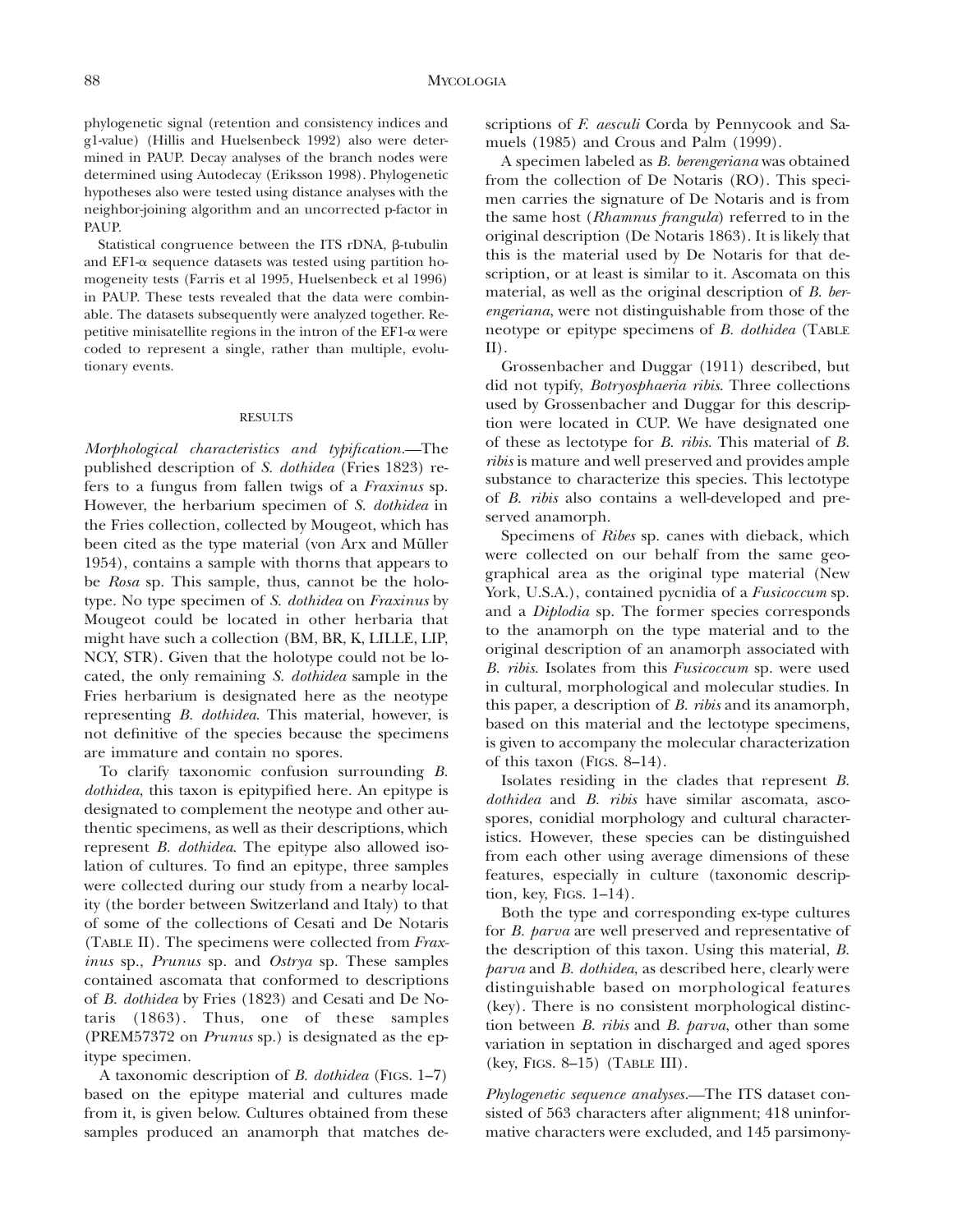phylogenetic signal (retention and consistency indices and g1-value) (Hillis and Huelsenbeck 1992) also were determined in PAUP. Decay analyses of the branch nodes were determined using Autodecay (Eriksson 1998). Phylogenetic hypotheses also were tested using distance analyses with the neighbor-joining algorithm and an uncorrected p-factor in PAUP.

Statistical congruence between the ITS rDNA, β-tubulin and EF1-α sequence datasets was tested using partition homogeneity tests (Farris et al 1995, Huelsenbeck et al 1996) in PAUP. These tests revealed that the data were combinable. The datasets subsequently were analyzed together. Repetitive minisatellite regions in the intron of the EF1-α were coded to represent a single, rather than multiple, evolutionary events.

## RESULTS

*Morphological characteristics and typification.*—The published description of *S. dothidea* (Fries 1823) refers to a fungus from fallen twigs of a *Fraxinus* sp. However, the herbarium specimen of *S. dothidea* in the Fries collection, collected by Mougeot, which has been cited as the type material (von Arx and Müller 1954), contains a sample with thorns that appears to be *Rosa* sp. This sample, thus, cannot be the holotype. No type specimen of *S. dothidea* on *Fraxinus* by Mougeot could be located in other herbaria that might have such a collection (BM, BR, K, LILLE, LIP, NCY, STR). Given that the holotype could not be located, the only remaining *S. dothidea* sample in the Fries herbarium is designated here as the neotype representing *B. dothidea*. This material, however, is not definitive of the species because the specimens are immature and contain no spores.

To clarify taxonomic confusion surrounding *B. dothidea*, this taxon is epitypified here. An epitype is designated to complement the neotype and other authentic specimens, as well as their descriptions, which represent *B. dothidea*. The epitype also allowed isolation of cultures. To find an epitype, three samples were collected during our study from a nearby locality (the border between Switzerland and Italy) to that of some of the collections of Cesati and De Notaris (TABLE II). The specimens were collected from *Fraxinus* sp., *Prunus* sp. and *Ostrya* sp. These samples contained ascomata that conformed to descriptions of *B. dothidea* by Fries (1823) and Cesati and De Notaris (1863). Thus, one of these samples (PREM57372 on *Prunus* sp.) is designated as the epitype specimen.

A taxonomic description of *B. dothidea* (FIGS. 1–7) based on the epitype material and cultures made from it, is given below. Cultures obtained from these samples produced an anamorph that matches descriptions of *F. aesculi* Corda by Pennycook and Samuels (1985) and Crous and Palm (1999).

A specimen labeled as *B. berengeriana* was obtained from the collection of De Notaris (RO). This specimen carries the signature of De Notaris and is from the same host (*Rhamnus frangula*) referred to in the original description (De Notaris 1863). It is likely that this is the material used by De Notaris for that description, or at least is similar to it. Ascomata on this material, as well as the original description of *B. berengeriana*, were not distinguishable from those of the neotype or epitype specimens of *B. dothidea* (TABLE II).

Grossenbacher and Duggar (1911) described, but did not typify, *Botryosphaeria ribis*. Three collections used by Grossenbacher and Duggar for this description were located in CUP. We have designated one of these as lectotype for *B. ribis*. This material of *B. ribis* is mature and well preserved and provides ample substance to characterize this species. This lectotype of *B. ribis* also contains a well-developed and preserved anamorph.

Specimens of *Ribes* sp. canes with dieback, which were collected on our behalf from the same geographical area as the original type material (New York, U.S.A.), contained pycnidia of a *Fusicoccum* sp. and a *Diplodia* sp. The former species corresponds to the anamorph on the type material and to the original description of an anamorph associated with *B. ribis*. Isolates from this *Fusicoccum* sp. were used in cultural, morphological and molecular studies. In this paper, a description of *B. ribis* and its anamorph, based on this material and the lectotype specimens, is given to accompany the molecular characterization of this taxon (FIGS. 8–14).

Isolates residing in the clades that represent *B. dothidea* and *B. ribis* have similar ascomata, ascospores, conidial morphology and cultural characteristics. However, these species can be distinguished from each other using average dimensions of these features, especially in culture (taxonomic description, key, FIGS. 1–14).

Both the type and corresponding ex-type cultures for *B. parva* are well preserved and representative of the description of this taxon. Using this material, *B. parva* and *B. dothidea*, as described here, clearly were distinguishable based on morphological features (key). There is no consistent morphological distinction between *B. ribis* and *B. parva*, other than some variation in septation in discharged and aged spores (key, FIGS. 8–15) (TABLE III).

*Phylogenetic sequence analyses.*—The ITS dataset consisted of 563 characters after alignment; 418 uninformative characters were excluded, and 145 parsimony-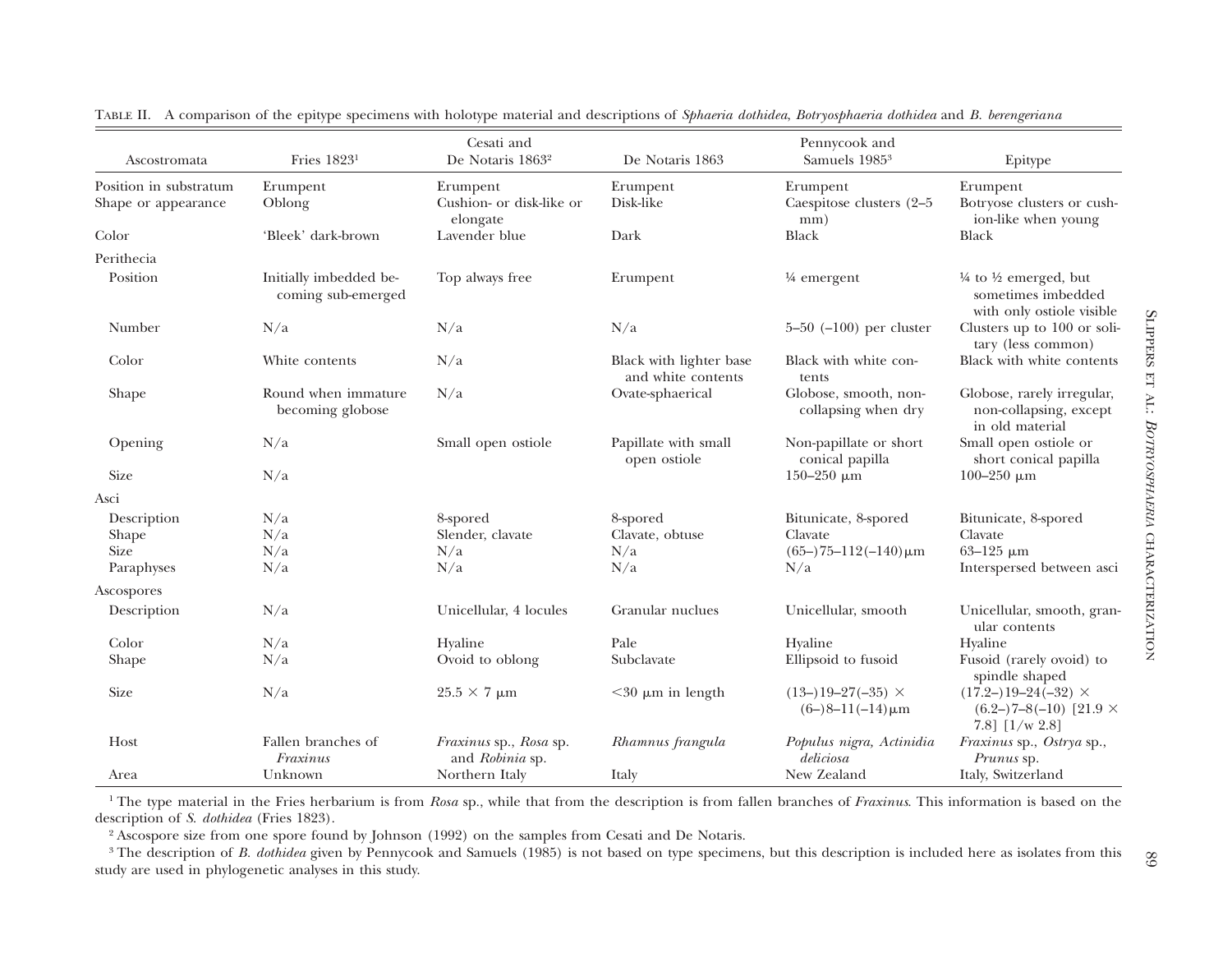TABLE II. A comparison of the epitype specimens with holotype material and descriptions of *Sphaeria dothidea*, *Botryosphaeria dothidea* and *B. berengeriana*

| Ascostromata | Fries 1823[1] | Cesati and De Notaris 1863[2] | De Notaris 1863 | Pennycook and Samuels 1985[3] | Epitype |
|---|---|---|---|---|---|
| Position in substratum | Erumpent | Erumpent | Erumpent | Erumpent | Erumpent |
| Shape or appearance | Oblong | Cushion- or disk-like or elongate | Disk-like | Caespitose clusters (2–5 mm) | Botryose clusters or cushion-like when young |
| Color | 'Bleek' dark-brown | Lavender blue | Dark | Black | Black |
| Perithecia | | | | | |
| Position | Initially imbedded becoming sub-emerged | Top always free | Erumpent | ¼ emergent | ¼ to ½ emerged, but sometimes imbedded with only ostiole visible |
| Number | N/a | N/a | N/a | 5–50 (–100) per cluster | Clusters up to 100 or solitary (less common) |
| Color | White contents | N/a | Black with lighter base and white contents | Black with white contents | Black with white contents |
| Shape | Round when immature becoming globose | N/a | Ovate-sphaerical | Globose, smooth, non-collapsing when dry | Globose, rarely irregular, non-collapsing, except in old material |
| Opening | N/a | Small open ostiole | Papillate with small open ostiole | Non-papillate or short conical papilla | Small open ostiole or short conical papilla |
| Size | N/a | | | 150–250 μm | 100–250 μm |
| Asci | | | | | |
| Description | N/a | 8-spored | 8-spored | Bitunicate, 8-spored | Bitunicate, 8-spored |
| Shape | N/a | Slender, clavate | Clavate, obtuse | Clavate | Clavate |
| Size | N/a | N/a | N/a | (65–)75–112(–140)μm | 63–125 μm |
| Paraphyses | N/a | N/a | N/a | N/a | Interspersed between asci |
| Ascospores | | | | | |
| Description | N/a | Unicellular, 4 locules | Granular nuclues | Unicellular, smooth | Unicellular, smooth, granular contents |
| Color | N/a | Hyaline | Pale | Hyaline | Hyaline |
| Shape | N/a | Ovoid to oblong | Subclavate | Ellipsoid to fusoid | Fusoid (rarely ovoid) to spindle shaped |
| Size | N/a | 25.5 × 7 μm | <30 μm in length | (13–)19–27(–35) × (6–)8–11(–14)μm | (17.2–)19–24(–32) × (6.2–)7–8(–10) [21.9 × 7.8] [1/w 2.8] |
| Host | Fallen branches of *Fraxinus* | *Fraxinus* sp., *Rosa* sp. and *Robinia* sp. | *Rhamnus frangula* | *Populus nigra*, *Actinidia deliciosa* | *Fraxinus* sp., *Ostrya* sp., *Prunus* sp. |
| Area | Unknown | Northern Italy | Italy | New Zealand | Italy, Switzerland |

[1] The type material in the Fries herbarium is from *Rosa* sp., while that from the description is from fallen branches of *Fraxinus*. This information is based on the description of *S. dothidea* (Fries 1823).

[2] Ascospore size from one spore found by Johnson (1992) on the samples from Cesati and De Notaris.

[3] The description of *B. dothidea* given by Pennycook and Samuels (1985) is not based on type specimens, but this description is included here as isolates from this study are used in phylogenetic analyses in this study.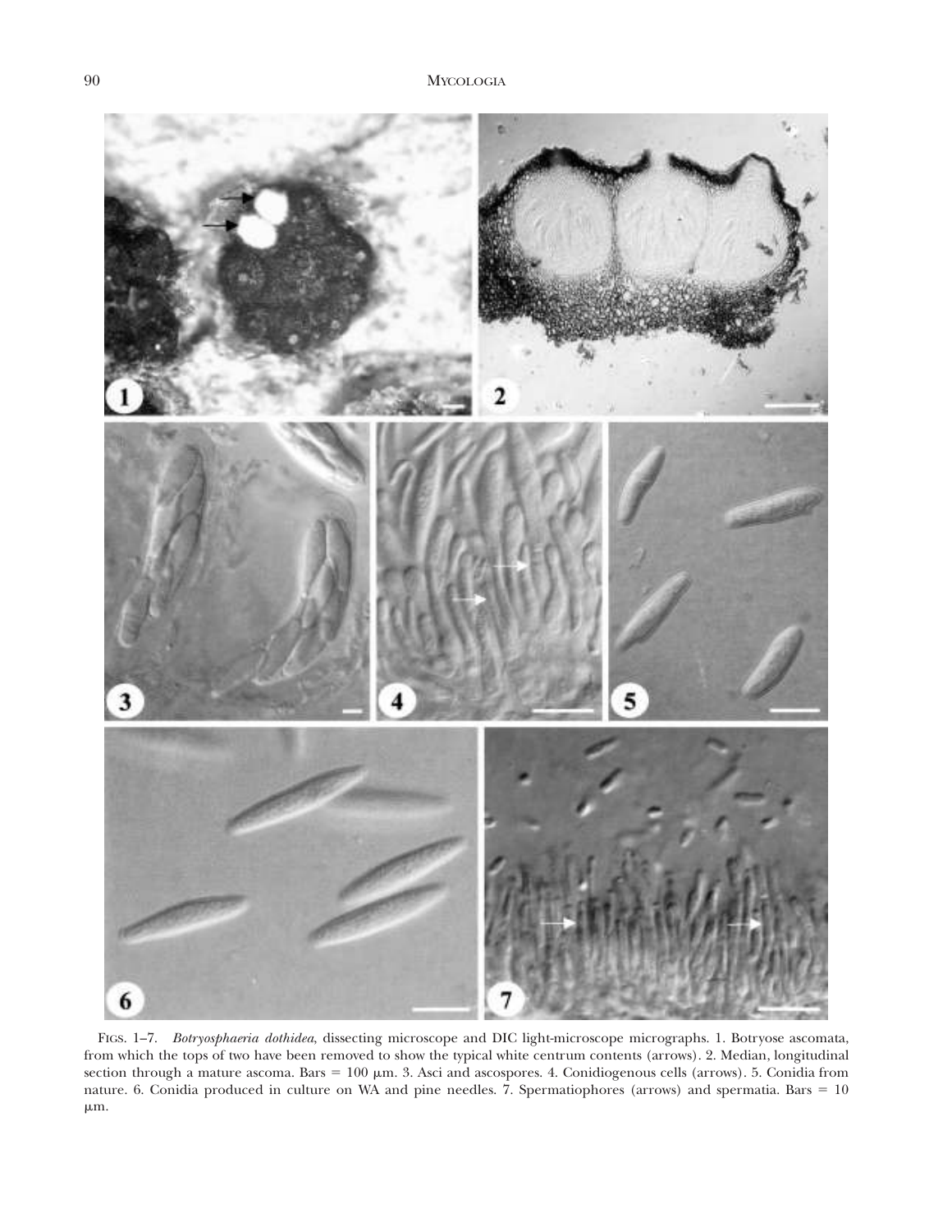FIGS. 1–7. *Botryosphaeria dothidea*, dissecting microscope and DIC light-microscope micrographs. 1. Botryose ascomata, from which the tops of two have been removed to show the typical white centrum contents (arrows). 2. Median, longitudinal section through a mature ascoma. Bars = 100 μm. 3. Asci and ascospores. 4. Conidiogenous cells (arrows). 5. Conidia from nature. 6. Conidia produced in culture on WA and pine needles. 7. Spermatiophores (arrows) and spermatia. Bars = 10 μm.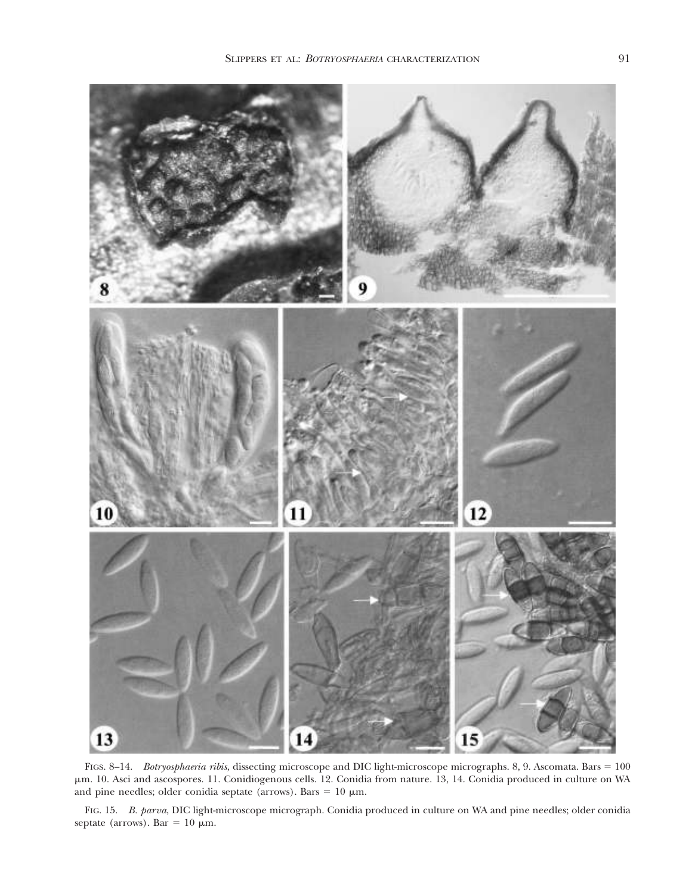FIGS. 8–14. *Botryosphaeria ribis*, dissecting microscope and DIC light-microscope micrographs. 8, 9. Ascomata. Bars = 100 μm. 10. Asci and ascospores. 11. Conidiogenous cells. 12. Conidia from nature. 13, 14. Conidia produced in culture on WA and pine needles; older conidia septate (arrows). Bars = 10 μm.

FIG. 15. *B. parva*, DIC light-microscope micrograph. Conidia produced in culture on WA and pine needles; older conidia septate (arrows). Bar = 10 μm.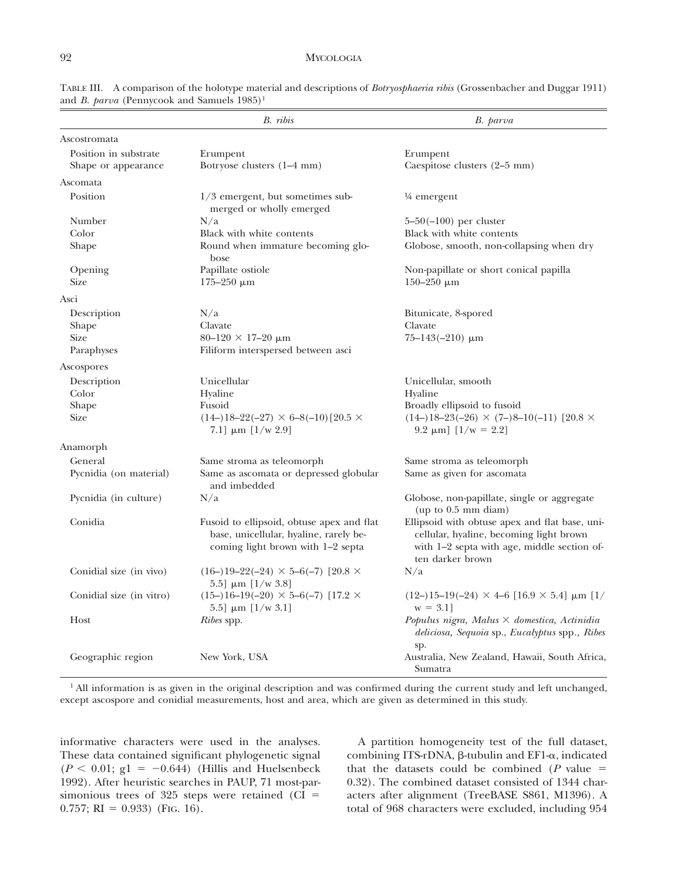TABLE III. A comparison of the holotype material and descriptions of *Botryosphaeria ribis* (Grossenbacher and Duggar 1911) and *B. parva* (Pennycook and Samuels 1985)[1]

| | *B. ribis* | *B. parva* |
|---|---|---|
| Ascostromata | | |
| Position in substrate | Erumpent | Erumpent |
| Shape or appearance | Botryose clusters (1–4 mm) | Caespitose clusters (2–5 mm) |
| Ascomata | | |
| Position | 1/3 emergent, but sometimes submerged or wholly emerged | ¼ emergent |
| Number | N/a | 5–50(–100) per cluster |
| Color | Black with white contents | Black with white contents |
| Shape | Round when immature becoming globose | Globose, smooth, non-collapsing when dry |
| Opening | Papillate ostiole | Non-papillate or short conical papilla |
| Size | 175–250 μm | 150–250 μm |
| Asci | | |
| Description | N/a | Bitunicate, 8-spored |
| Shape | Clavate | Clavate |
| Size | 80–120 × 17–20 μm | 75–143(–210) μm |
| Paraphyses | Filiform interspersed between asci | |
| Ascospores | | |
| Description | Unicellular | Unicellular, smooth |
| Color | Hyaline | Hyaline |
| Shape | Fusoid | Broadly ellipsoid to fusoid |
| Size | (14–)18–22(–27) × 6–8(–10)[20.5 × 7.1] μm [1/w 2.9] | (14–)18–23(–26) × (7–)8–10(–11) [20.8 × 9.2 μm] [1/w = 2.2] |
| Anamorph | | |
| General | Same stroma as teleomorph | Same stroma as teleomorph |
| Pycnidia (on material) | Same as ascomata or depressed globular and imbedded | Same as given for ascomata |
| Pycnidia (in culture) | N/a | Globose, non-papillate, single or aggregate (up to 0.5 mm diam) |
| Conidia | Fusoid to ellipsoid, obtuse apex and flat base, unicellular, hyaline, rarely becoming light brown with 1–2 septa | Ellipsoid with obtuse apex and flat base, unicellular, hyaline, becoming light brown with 1–2 septa with age, middle section often darker brown |
| Conidial size (in vivo) | (16–)19–22(–24) × 5–6(–7) [20.8 × 5.5] μm [1/w 3.8] | N/a |
| Conidial size (in vitro) | (15–)16–19(–20) × 5–6(–7) [17.2 × 5.5] μm [1/w 3.1] | (12–)15–19(–24) × 4–6 [16.9 × 5.4] μm [1/w = 3.1] |
| Host | *Ribes* spp. | *Populus nigra, Malus* × *domestica, Actinidia deliciosa, Sequoia* sp., *Eucalyptus* spp., *Ribes* sp. |
| Geographic region | New York, USA | Australia, New Zealand, Hawaii, South Africa, Sumatra |

[1] All information is as given in the original description and was confirmed during the current study and left unchanged, except ascospore and conidial measurements, host and area, which are given as determined in this study.

informative characters were used in the analyses. These data contained significant phylogenetic signal ($P < 0.01$; $g1 = -0.644$) (Hillis and Huelsenbeck 1992). After heuristic searches in PAUP, 71 most-parsimonious trees of 325 steps were retained (CI = 0.757; RI = 0.933) (FIG. 16).

A partition homogeneity test of the full dataset, combining ITS-rDNA, β-tubulin and EF1-α, indicated that the datasets could be combined ($P$ value = 0.32). The combined dataset consisted of 1344 characters after alignment (TreeBASE S861, M1396). A total of 968 characters were excluded, including 954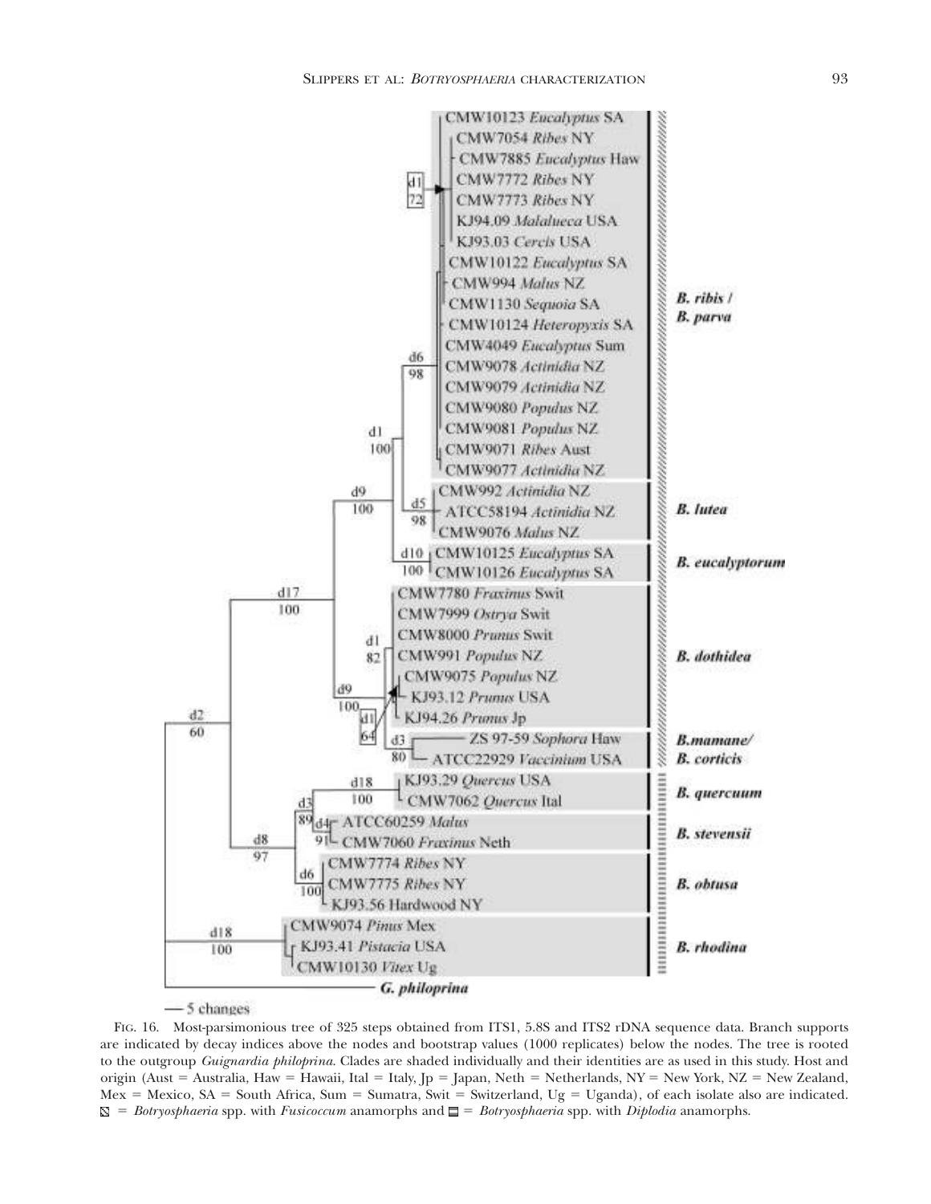FIG. 16. Most-parsimonious tree of 325 steps obtained from ITS1, 5.8S and ITS2 rDNA sequence data. Branch supports are indicated by decay indices above the nodes and bootstrap values (1000 replicates) below the nodes. The tree is rooted to the outgroup *Guignardia philoprina*. Clades are shaded individually and their identities are as used in this study. Host and origin (Aust = Australia, Haw = Hawaii, Ital = Italy, Jp = Japan, Neth = Netherlands, NY = New York, NZ = New Zealand, Mex = Mexico, SA = South Africa, Sum = Sumatra, Swit = Switzerland, Ug = Uganda), of each isolate also are indicated. ▧ = *Botryosphaeria* spp. with *Fusicoccum* anamorphs and ▤ = *Botryosphaeria* spp. with *Diplodia* anamorphs.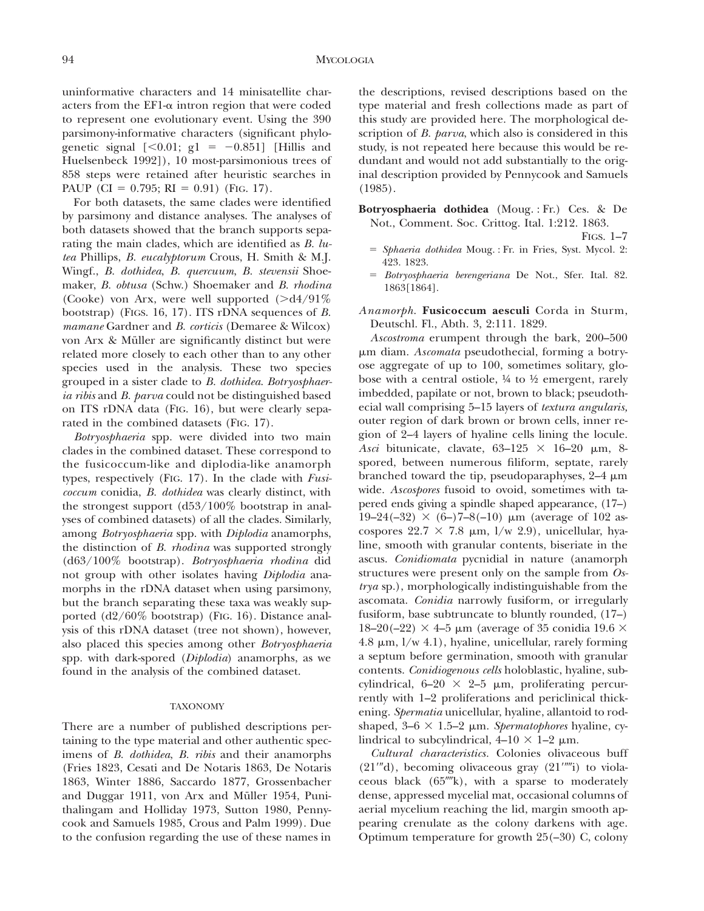uninformative characters and 14 minisatellite characters from the EF1-α intron region that were coded to represent one evolutionary event. Using the 390 parsimony-informative characters (significant phylogenetic signal [<0.01; g1 = −0.851] [Hillis and Huelsenbeck 1992]), 10 most-parsimonious trees of 858 steps were retained after heuristic searches in PAUP (CI = 0.795; RI = 0.91) (FIG. 17).

For both datasets, the same clades were identified by parsimony and distance analyses. The analyses of both datasets showed that the branch supports separating the main clades, which are identified as *B. lutea* Phillips, *B. eucalyptorum* Crous, H. Smith & M.J. Wingf., *B. dothidea*, *B. quercuum*, *B. stevensii* Shoemaker, *B. obtusa* (Schw.) Shoemaker and *B. rhodina* (Cooke) von Arx, were well supported (>d4/91% bootstrap) (FIGS. 16, 17). ITS rDNA sequences of *B. mamane* Gardner and *B. corticis* (Demaree & Wilcox) von Arx & Müller are significantly distinct but were related more closely to each other than to any other species used in the analysis. These two species grouped in a sister clade to *B. dothidea*. *Botryosphaeria ribis* and *B. parva* could not be distinguished based on ITS rDNA data (FIG. 16), but were clearly separated in the combined datasets (FIG. 17).

*Botryosphaeria* spp. were divided into two main clades in the combined dataset. These correspond to the fusicoccum-like and diplodia-like anamorph types, respectively (FIG. 17). In the clade with *Fusicoccum* conidia, *B. dothidea* was clearly distinct, with the strongest support (d53/100% bootstrap in analyses of combined datasets) of all the clades. Similarly, among *Botryosphaeria* spp. with *Diplodia* anamorphs, the distinction of *B. rhodina* was supported strongly (d63/100% bootstrap). *Botryosphaeria rhodina* did not group with other isolates having *Diplodia* anamorphs in the rDNA dataset when using parsimony, but the branch separating these taxa was weakly supported (d2/60% bootstrap) (FIG. 16). Distance analysis of this rDNA dataset (tree not shown), however, also placed this species among other *Botryosphaeria* spp. with dark-spored (*Diplodia*) anamorphs, as we found in the analysis of the combined dataset.

## TAXONOMY

There are a number of published descriptions pertaining to the type material and other authentic specimens of *B. dothidea*, *B. ribis* and their anamorphs (Fries 1823, Cesati and De Notaris 1863, De Notaris 1863, Winter 1886, Saccardo 1877, Grossenbacher and Duggar 1911, von Arx and Müller 1954, Punithalingam and Holliday 1973, Sutton 1980, Pennycook and Samuels 1985, Crous and Palm 1999). Due to the confusion regarding the use of these names in the descriptions, revised descriptions based on the type material and fresh collections made as part of this study are provided here. The morphological description of *B. parva*, which also is considered in this study, is not repeated here because this would be redundant and would not add substantially to the original description provided by Pennycook and Samuels (1985).

**Botryosphaeria dothidea** (Moug. : Fr.) Ces. & De Not., Comment. Soc. Crittog. Ital. 1:212. 1863.
FIGS. 1–7

= *Sphaeria dothidea* Moug. : Fr. in Fries, Syst. Mycol. 2: 423. 1823.

= *Botryosphaeria berengeriana* De Not., Sfer. Ital. 82. 1863[1864].

*Anamorph*. **Fusicoccum aesculi** Corda in Sturm, Deutschl. Fl., Abth. 3, 2:111. 1829.

*Ascostroma* erumpent through the bark, 200–500 μm diam. *Ascomata* pseudothecial, forming a botryose aggregate of up to 100, sometimes solitary, globose with a central ostiole, ¼ to ½ emergent, rarely imbedded, papilate or not, brown to black; pseudothecial wall comprising 5–15 layers of *textura angularis,* outer region of dark brown or brown cells, inner region of 2–4 layers of hyaline cells lining the locule. *Asci* bitunicate, clavate, 63–125 × 16–20 μm, 8-spored, between numerous filiform, septate, rarely branched toward the tip, pseudoparaphyses, 2–4 μm wide. *Ascospores* fusoid to ovoid, sometimes with tapered ends giving a spindle shaped appearance, (17–) 19–24(–32) × (6–)7–8(–10) μm (average of 102 ascospores 22.7 × 7.8 μm, l/w 2.9), unicellular, hyaline, smooth with granular contents, biseriate in the ascus. *Conidiomata* pycnidial in nature (anamorph structures were present only on the sample from *Ostrya* sp.), morphologically indistinguishable from the ascomata. *Conidia* narrowly fusiform, or irregularly fusiform, base subtruncate to bluntly rounded, (17–) 18–20(–22) × 4–5 μm (average of 35 conidia 19.6 × 4.8 μm, l/w 4.1), hyaline, unicellular, rarely forming a septum before germination, smooth with granular contents. *Conidiogenous cells* holoblastic, hyaline, subcylindrical, 6–20 × 2–5 μm, proliferating percurrently with 1–2 proliferations and periclinical thickening. *Spermatia* unicellular, hyaline, allantoid to rod-shaped, 3–6 × 1.5–2 μm. *Spermatophores* hyaline, cylindrical to subcylindrical, 4–10 × 1–2 μm.

*Cultural characteristics*. Colonies olivaceous buff (21‴d), becoming olivaceous gray (21‴‴i) to violaceous black (65‴k), with a sparse to moderately dense, appressed mycelial mat, occasional columns of aerial mycelium reaching the lid, margin smooth appearing crenulate as the colony darkens with age. Optimum temperature for growth 25(–30) C, colony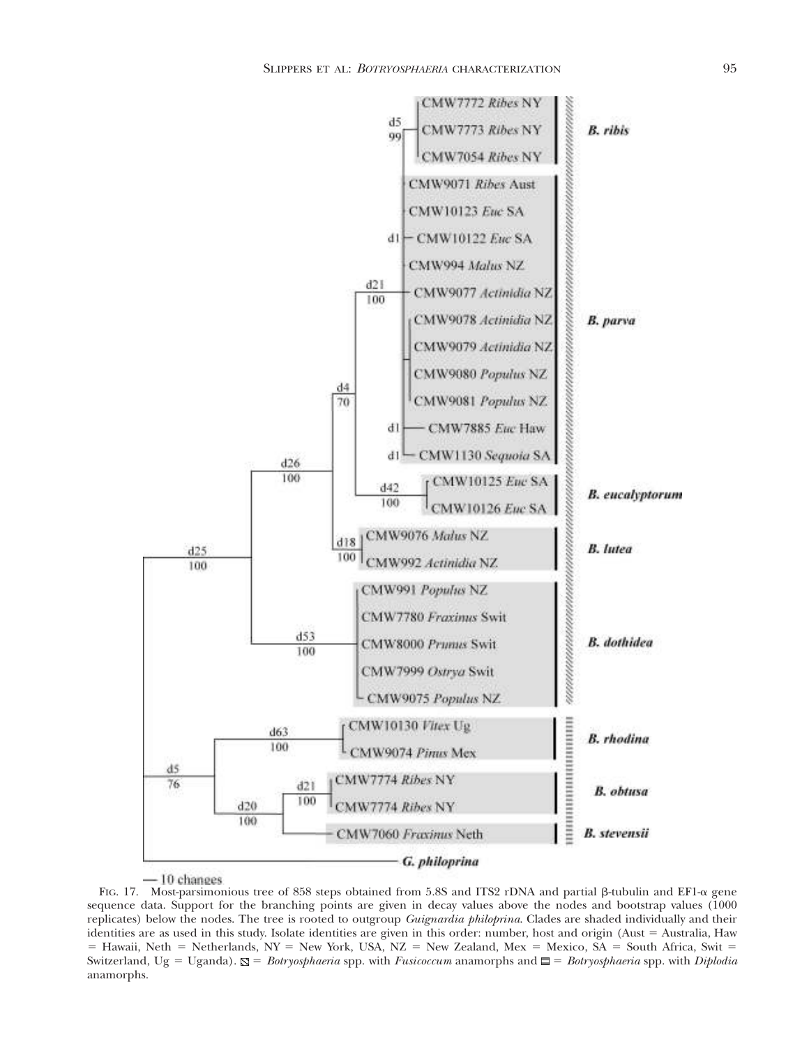FIG. 17. Most-parsimonious tree of 858 steps obtained from 5.8S and ITS2 rDNA and partial β-tubulin and EF1-α gene sequence data. Support for the branching points are given in decay values above the nodes and bootstrap values (1000 replicates) below the nodes. The tree is rooted to outgroup *Guignardia philoprina*. Clades are shaded individually and their identities are as used in this study. Isolate identities are given in this order: number, host and origin (Aust = Australia, Haw = Hawaii, Neth = Netherlands, NY = New York, USA, NZ = New Zealand, Mex = Mexico, SA = South Africa, Swit = Switzerland, Ug = Uganda). ▧ = *Botryosphaeria* spp. with *Fusicoccum* anamorphs and ▤ = *Botryosphaeria* spp. with *Diplodia* anamorphs.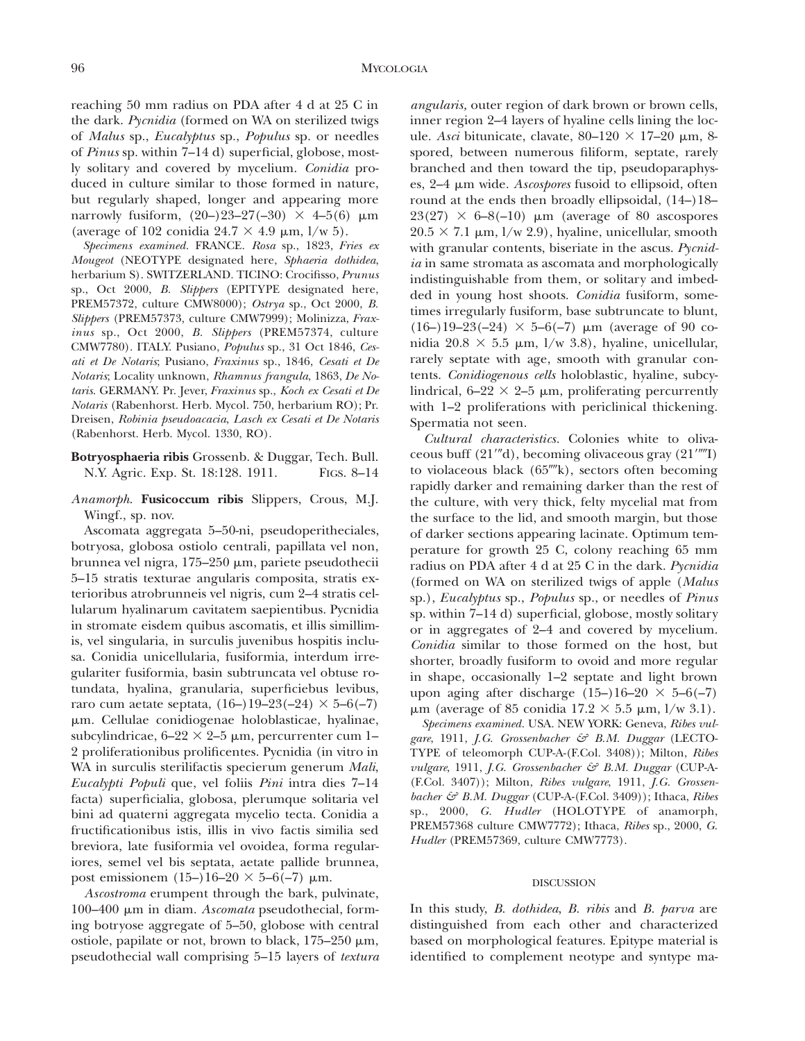reaching 50 mm radius on PDA after 4 d at 25 C in the dark. *Pycnidia* (formed on WA on sterilized twigs of *Malus* sp., *Eucalyptus* sp., *Populus* sp. or needles of *Pinus* sp. within 7–14 d) superficial, globose, mostly solitary and covered by mycelium. *Conidia* produced in culture similar to those formed in nature, but regularly shaped, longer and appearing more narrowly fusiform, (20–)23–27(–30) × 4–5(6) μm (average of 102 conidia 24.7 × 4.9 μm, l/w 5).

*Specimens examined.* FRANCE. *Rosa* sp., 1823, *Fries ex Mougeot* (NEOTYPE designated here, *Sphaeria dothidea*, herbarium S). SWITZERLAND. TICINO: Crocifisso, *Prunus* sp., Oct 2000, *B. Slippers* (EPITYPE designated here, PREM57372, culture CMW8000); *Ostrya* sp., Oct 2000, *B. Slippers* (PREM57373, culture CMW7999); Molinizza, *Fraxinus* sp., Oct 2000, *B. Slippers* (PREM57374, culture CMW7780). ITALY. Pusiano, *Populus* sp., 31 Oct 1846, *Cesati et De Notaris*; Pusiano, *Fraxinus* sp., 1846, *Cesati et De Notaris*; Locality unknown, *Rhamnus frangula*, 1863, *De Notaris*. GERMANY. Pr. Jever, *Fraxinus* sp., *Koch ex Cesati et De Notaris* (Rabenhorst. Herb. Mycol. 750, herbarium RO); Pr. Dreisen, *Robinia pseudoacacia*, *Lasch ex Cesati et De Notaris* (Rabenhorst. Herb. Mycol. 1330, RO).

**Botryosphaeria ribis** Grossenb. & Duggar, Tech. Bull. N.Y. Agric. Exp. St. 18:128. 1911. FIGS. 8–14

*Anamorph.* **Fusicoccum ribis** Slippers, Crous, M.J. Wingf., sp. nov.

Ascomata aggregata 5–50-ni, pseudoperitheciales, botryosa, globosa ostiolo centrali, papillata vel non, brunnea vel nigra, 175–250 μm, pariete pseudothecii 5–15 stratis texturae angularis composita, stratis exterioribus atrobrunneis vel nigris, cum 2–4 stratis cellularum hyalinarum cavitatem saepientibus. Pycnidia in stromate eisdem quibus ascomatis, et illis simillimis, vel singularia, in surculis juvenibus hospitis inclusa. Conidia unicellularia, fusiformia, interdum irregulariter fusiformia, basin subtruncata vel obtuse rotundata, hyalina, granularia, superficiebus levibus, raro cum aetate septata, (16–)19–23(–24) × 5–6(–7) μm. Cellulae conidiogenae holoblasticae, hyalinae, subcylindricae, 6–22 × 2–5 μm, percurrenter cum 1–2 proliferationibus prolificentes. Pycnidia (in vitro in WA in surculis sterilifactis specierum generum *Mali*, *Eucalypti Populi* que, vel foliis *Pini* intra dies 7–14 facta) superficialia, globosa, plerumque solitaria vel bini ad quaterni aggregata mycelio tecta. Conidia a fructificationibus istis, illis in vivo factis similia sed breviora, late fusiformia vel ovoidea, forma regulariores, semel vel bis septata, aetate pallide brunnea, post emissionem (15–)16–20 × 5–6(–7) μm.

*Ascostroma* erumpent through the bark, pulvinate, 100–400 μm in diam. *Ascomata* pseudothecial, forming botryose aggregate of 5–50, globose with central ostiole, papilate or not, brown to black, 175–250 μm, pseudothecial wall comprising 5–15 layers of *textura angularis*, outer region of dark brown or brown cells, inner region 2–4 layers of hyaline cells lining the locule. *Asci* bitunicate, clavate, 80–120 × 17–20 μm, 8-spored, between numerous filiform, septate, rarely branched and then toward the tip, pseudoparaphyses, 2–4 μm wide. *Ascospores* fusoid to ellipsoid, often round at the ends then broadly ellipsoidal, (14–)18–23(27) × 6–8(–10) μm (average of 80 ascospores 20.5 × 7.1 μm, l/w 2.9), hyaline, unicellular, smooth with granular contents, biseriate in the ascus. *Pycnidia* in same stromata as ascomata and morphologically indistinguishable from them, or solitary and imbedded in young host shoots. *Conidia* fusiform, sometimes irregularly fusiform, base subtruncate to blunt, (16–)19–23(–24) × 5–6(–7) μm (average of 90 conidia 20.8 × 5.5 μm, l/w 3.8), hyaline, unicellular, rarely septate with age, smooth with granular contents. *Conidiogenous cells* holoblastic, hyaline, subcylindrical, 6–22 × 2–5 μm, proliferating percurrently with 1–2 proliferations with periclinical thickening. Spermatia not seen.

*Cultural characteristics.* Colonies white to olivaceous buff (21‴d), becoming olivaceous gray (21‴‴I) to violaceous black (65‴‴k), sectors often becoming rapidly darker and remaining darker than the rest of the culture, with very thick, felty mycelial mat from the surface to the lid, and smooth margin, but those of darker sections appearing lacinate. Optimum temperature for growth 25 C, colony reaching 65 mm radius on PDA after 4 d at 25 C in the dark. *Pycnidia* (formed on WA on sterilized twigs of apple (*Malus* sp.), *Eucalyptus* sp., *Populus* sp., or needles of *Pinus* sp. within 7–14 d) superficial, globose, mostly solitary or in aggregates of 2–4 and covered by mycelium. *Conidia* similar to those formed on the host, but shorter, broadly fusiform to ovoid and more regular in shape, occasionally 1–2 septate and light brown upon aging after discharge (15–)16–20 × 5–6(–7) μm (average of 85 conidia 17.2 × 5.5 μm, l/w 3.1).

*Specimens examined.* USA. NEW YORK: Geneva, *Ribes vulgare*, 1911, *J.G. Grossenbacher & B.M. Duggar* (LECTOTYPE of teleomorph CUP-A-(F.Col. 3408)); Milton, *Ribes vulgare*, 1911, *J.G. Grossenbacher & B.M. Duggar* (CUP-A-(F.Col. 3407)); Milton, *Ribes vulgare*, 1911, *J.G. Grossenbacher & B.M. Duggar* (CUP-A-(F.Col. 3409)); Ithaca, *Ribes* sp., 2000, *G. Hudler* (HOLOTYPE of anamorph, PREM57368 culture CMW7772); Ithaca, *Ribes* sp., 2000, *G. Hudler* (PREM57369, culture CMW7773).

## DISCUSSION

In this study, *B. dothidea*, *B. ribis* and *B. parva* are distinguished from each other and characterized based on morphological features. Epitype material is identified to complement neotype and syntype ma-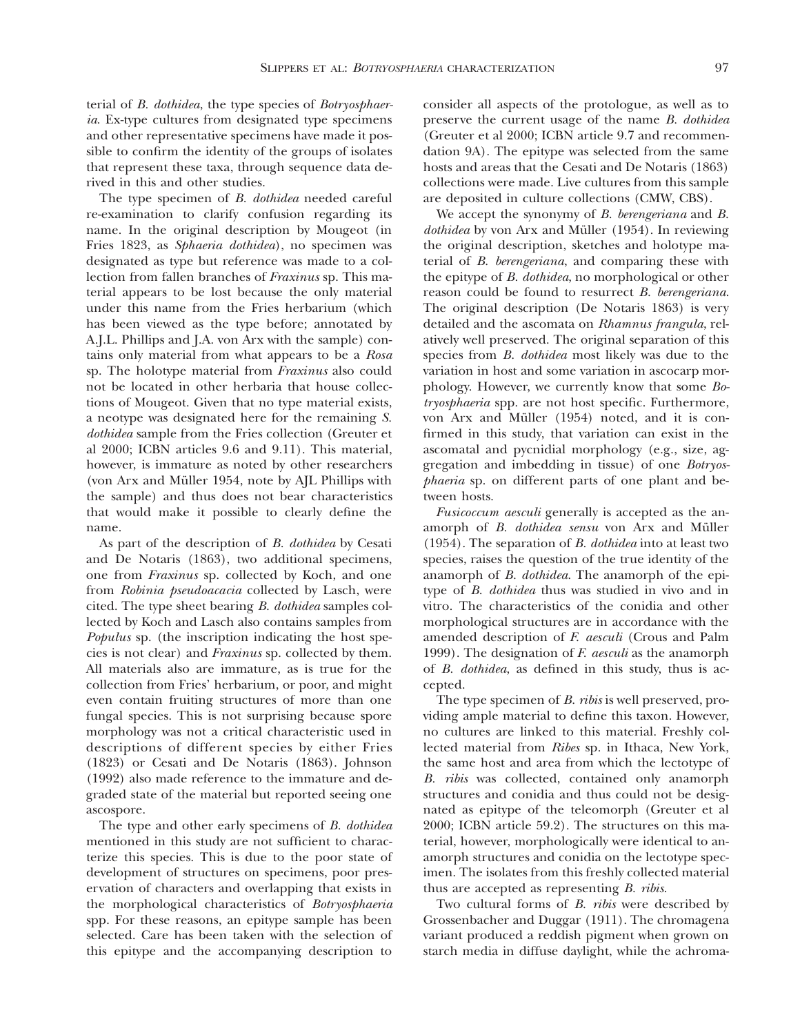terial of *B. dothidea*, the type species of *Botryosphaeria*. Ex-type cultures from designated type specimens and other representative specimens have made it possible to confirm the identity of the groups of isolates that represent these taxa, through sequence data derived in this and other studies.

The type specimen of *B. dothidea* needed careful re-examination to clarify confusion regarding its name. In the original description by Mougeot (in Fries 1823, as *Sphaeria dothidea*), no specimen was designated as type but reference was made to a collection from fallen branches of *Fraxinus* sp. This material appears to be lost because the only material under this name from the Fries herbarium (which has been viewed as the type before; annotated by A.J.L. Phillips and J.A. von Arx with the sample) contains only material from what appears to be a *Rosa* sp. The holotype material from *Fraxinus* also could not be located in other herbaria that house collections of Mougeot. Given that no type material exists, a neotype was designated here for the remaining *S. dothidea* sample from the Fries collection (Greuter et al 2000; ICBN articles 9.6 and 9.11). This material, however, is immature as noted by other researchers (von Arx and Müller 1954, note by AJL Phillips with the sample) and thus does not bear characteristics that would make it possible to clearly define the name.

As part of the description of *B. dothidea* by Cesati and De Notaris (1863), two additional specimens, one from *Fraxinus* sp. collected by Koch, and one from *Robinia pseudoacacia* collected by Lasch, were cited. The type sheet bearing *B. dothidea* samples collected by Koch and Lasch also contains samples from *Populus* sp. (the inscription indicating the host species is not clear) and *Fraxinus* sp. collected by them. All materials also are immature, as is true for the collection from Fries' herbarium, or poor, and might even contain fruiting structures of more than one fungal species. This is not surprising because spore morphology was not a critical characteristic used in descriptions of different species by either Fries (1823) or Cesati and De Notaris (1863). Johnson (1992) also made reference to the immature and degraded state of the material but reported seeing one ascospore.

The type and other early specimens of *B. dothidea* mentioned in this study are not sufficient to characterize this species. This is due to the poor state of development of structures on specimens, poor preservation of characters and overlapping that exists in the morphological characteristics of *Botryosphaeria* spp. For these reasons, an epitype sample has been selected. Care has been taken with the selection of this epitype and the accompanying description to consider all aspects of the protologue, as well as to preserve the current usage of the name *B. dothidea* (Greuter et al 2000; ICBN article 9.7 and recommendation 9A). The epitype was selected from the same hosts and areas that the Cesati and De Notaris (1863) collections were made. Live cultures from this sample are deposited in culture collections (CMW, CBS).

We accept the synonymy of *B. berengeriana* and *B. dothidea* by von Arx and Müller (1954). In reviewing the original description, sketches and holotype material of *B. berengeriana*, and comparing these with the epitype of *B. dothidea*, no morphological or other reason could be found to resurrect *B. berengeriana*. The original description (De Notaris 1863) is very detailed and the ascomata on *Rhamnus frangula*, relatively well preserved. The original separation of this species from *B. dothidea* most likely was due to the variation in host and some variation in ascocarp morphology. However, we currently know that some *Botryosphaeria* spp. are not host specific. Furthermore, von Arx and Müller (1954) noted, and it is confirmed in this study, that variation can exist in the ascomatal and pycnidial morphology (e.g., size, aggregation and imbedding in tissue) of one *Botryosphaeria* sp. on different parts of one plant and between hosts.

*Fusicoccum aesculi* generally is accepted as the anamorph of *B. dothidea sensu* von Arx and Müller (1954). The separation of *B. dothidea* into at least two species, raises the question of the true identity of the anamorph of *B. dothidea*. The anamorph of the epitype of *B. dothidea* thus was studied in vivo and in vitro. The characteristics of the conidia and other morphological structures are in accordance with the amended description of *F. aesculi* (Crous and Palm 1999). The designation of *F. aesculi* as the anamorph of *B. dothidea*, as defined in this study, thus is accepted.

The type specimen of *B. ribis* is well preserved, providing ample material to define this taxon. However, no cultures are linked to this material. Freshly collected material from *Ribes* sp. in Ithaca, New York, the same host and area from which the lectotype of *B. ribis* was collected, contained only anamorph structures and conidia and thus could not be designated as epitype of the teleomorph (Greuter et al 2000; ICBN article 59.2). The structures on this material, however, morphologically were identical to anamorph structures and conidia on the lectotype specimen. The isolates from this freshly collected material thus are accepted as representing *B. ribis*.

Two cultural forms of *B. ribis* were described by Grossenbacher and Duggar (1911). The chromagena variant produced a reddish pigment when grown on starch media in diffuse daylight, while the achroma-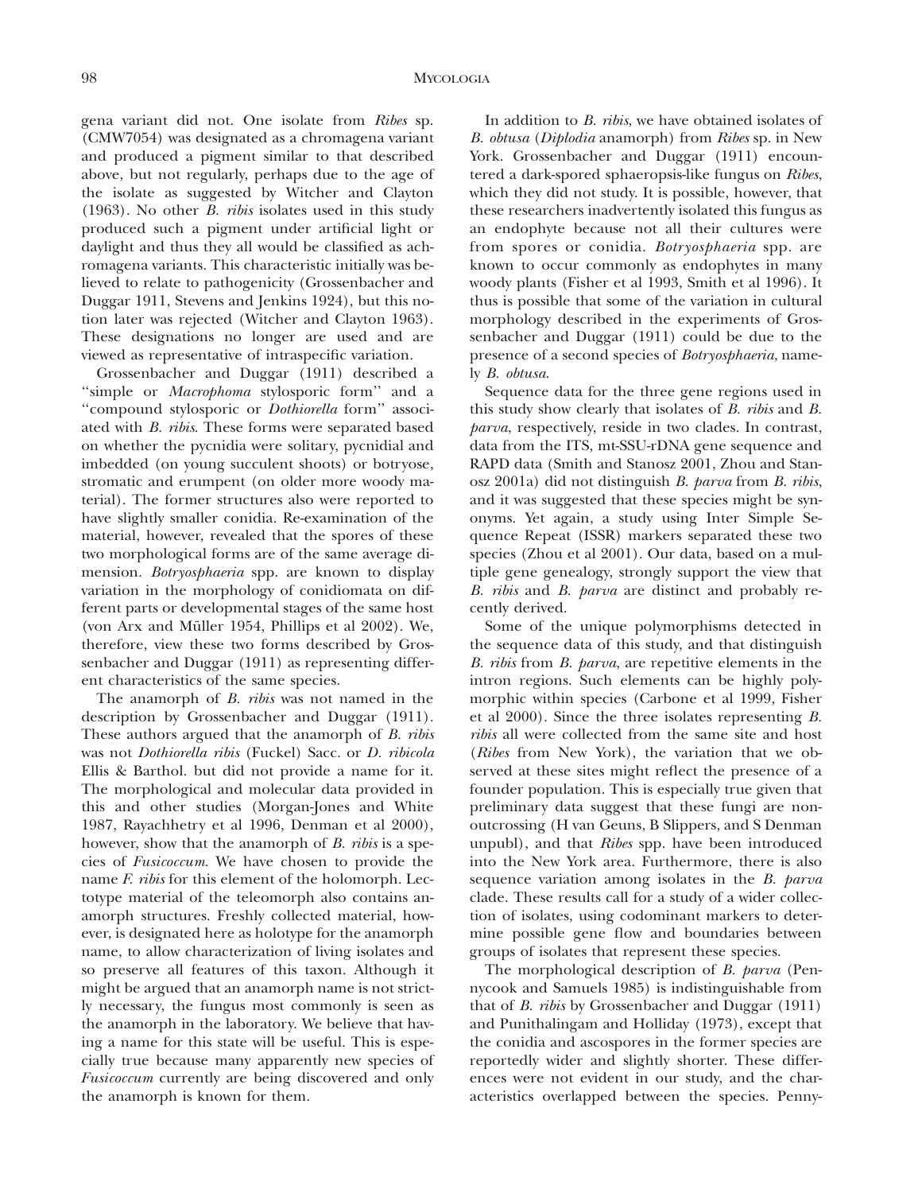gena variant did not. One isolate from *Ribes* sp. (CMW7054) was designated as a chromagena variant and produced a pigment similar to that described above, but not regularly, perhaps due to the age of the isolate as suggested by Witcher and Clayton (1963). No other *B. ribis* isolates used in this study produced such a pigment under artificial light or daylight and thus they all would be classified as achromagena variants. This characteristic initially was believed to relate to pathogenicity (Grossenbacher and Duggar 1911, Stevens and Jenkins 1924), but this notion later was rejected (Witcher and Clayton 1963). These designations no longer are used and are viewed as representative of intraspecific variation.

Grossenbacher and Duggar (1911) described a ''simple or *Macrophoma* stylosporic form'' and a ''compound stylosporic or *Dothiorella* form'' associated with *B. ribis*. These forms were separated based on whether the pycnidia were solitary, pycnidial and imbedded (on young succulent shoots) or botryose, stromatic and erumpent (on older more woody material). The former structures also were reported to have slightly smaller conidia. Re-examination of the material, however, revealed that the spores of these two morphological forms are of the same average dimension. *Botryosphaeria* spp. are known to display variation in the morphology of conidiomata on different parts or developmental stages of the same host (von Arx and Müller 1954, Phillips et al 2002). We, therefore, view these two forms described by Grossenbacher and Duggar (1911) as representing different characteristics of the same species.

The anamorph of *B. ribis* was not named in the description by Grossenbacher and Duggar (1911). These authors argued that the anamorph of *B. ribis* was not *Dothiorella ribis* (Fuckel) Sacc. or *D. ribicola* Ellis & Barthol. but did not provide a name for it. The morphological and molecular data provided in this and other studies (Morgan-Jones and White 1987, Rayachhetry et al 1996, Denman et al 2000), however, show that the anamorph of *B. ribis* is a species of *Fusicoccum*. We have chosen to provide the name *F. ribis* for this element of the holomorph. Lectotype material of the teleomorph also contains anamorph structures. Freshly collected material, however, is designated here as holotype for the anamorph name, to allow characterization of living isolates and so preserve all features of this taxon. Although it might be argued that an anamorph name is not strictly necessary, the fungus most commonly is seen as the anamorph in the laboratory. We believe that having a name for this state will be useful. This is especially true because many apparently new species of *Fusicoccum* currently are being discovered and only the anamorph is known for them.

In addition to *B. ribis*, we have obtained isolates of *B. obtusa* (*Diplodia* anamorph) from *Ribes* sp. in New York. Grossenbacher and Duggar (1911) encountered a dark-spored sphaeropsis-like fungus on *Ribes*, which they did not study. It is possible, however, that these researchers inadvertently isolated this fungus as an endophyte because not all their cultures were from spores or conidia. *Botryosphaeria* spp. are known to occur commonly as endophytes in many woody plants (Fisher et al 1993, Smith et al 1996). It thus is possible that some of the variation in cultural morphology described in the experiments of Grossenbacher and Duggar (1911) could be due to the presence of a second species of *Botryosphaeria*, namely *B. obtusa*.

Sequence data for the three gene regions used in this study show clearly that isolates of *B. ribis* and *B. parva*, respectively, reside in two clades. In contrast, data from the ITS, mt-SSU-rDNA gene sequence and RAPD data (Smith and Stanosz 2001, Zhou and Stanosz 2001a) did not distinguish *B. parva* from *B. ribis*, and it was suggested that these species might be synonyms. Yet again, a study using Inter Simple Sequence Repeat (ISSR) markers separated these two species (Zhou et al 2001). Our data, based on a multiple gene genealogy, strongly support the view that *B. ribis* and *B. parva* are distinct and probably recently derived.

Some of the unique polymorphisms detected in the sequence data of this study, and that distinguish *B. ribis* from *B. parva*, are repetitive elements in the intron regions. Such elements can be highly polymorphic within species (Carbone et al 1999, Fisher et al 2000). Since the three isolates representing *B. ribis* all were collected from the same site and host (*Ribes* from New York), the variation that we observed at these sites might reflect the presence of a founder population. This is especially true given that preliminary data suggest that these fungi are non-outcrossing (H van Geuns, B Slippers, and S Denman unpubl), and that *Ribes* spp. have been introduced into the New York area. Furthermore, there is also sequence variation among isolates in the *B. parva* clade. These results call for a study of a wider collection of isolates, using codominant markers to determine possible gene flow and boundaries between groups of isolates that represent these species.

The morphological description of *B. parva* (Pennycook and Samuels 1985) is indistinguishable from that of *B. ribis* by Grossenbacher and Duggar (1911) and Punithalingam and Holliday (1973), except that the conidia and ascospores in the former species are reportedly wider and slightly shorter. These differences were not evident in our study, and the characteristics overlapped between the species. Penny-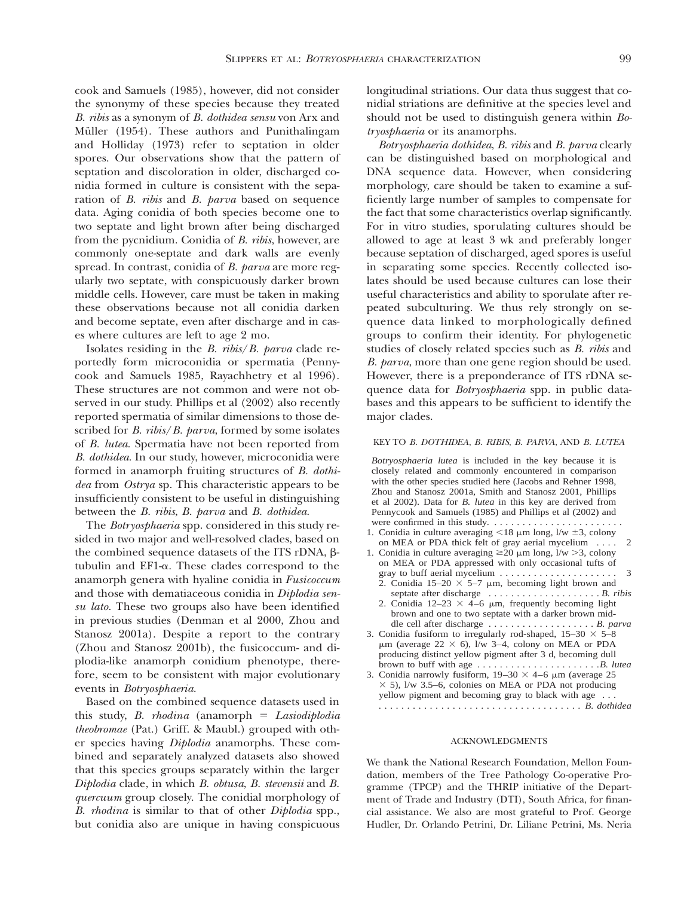cook and Samuels (1985), however, did not consider the synonymy of these species because they treated *B. ribis* as a synonym of *B. dothidea sensu* von Arx and Müller (1954). These authors and Punithalingam and Holliday (1973) refer to septation in older spores. Our observations show that the pattern of septation and discoloration in older, discharged conidia formed in culture is consistent with the separation of *B. ribis* and *B. parva* based on sequence data. Aging conidia of both species become one to two septate and light brown after being discharged from the pycnidium. Conidia of *B. ribis*, however, are commonly one-septate and dark walls are evenly spread. In contrast, conidia of *B. parva* are more regularly two septate, with conspicuously darker brown middle cells. However, care must be taken in making these observations because not all conidia darken and become septate, even after discharge and in cases where cultures are left to age 2 mo.

Isolates residing in the *B. ribis/B. parva* clade reportedly form microconidia or spermatia (Pennycook and Samuels 1985, Rayachhetry et al 1996). These structures are not common and were not observed in our study. Phillips et al (2002) also recently reported spermatia of similar dimensions to those described for *B. ribis/B. parva*, formed by some isolates of *B. lutea*. Spermatia have not been reported from *B. dothidea*. In our study, however, microconidia were formed in anamorph fruiting structures of *B. dothidea* from *Ostrya* sp. This characteristic appears to be insufficiently consistent to be useful in distinguishing between the *B. ribis*, *B. parva* and *B. dothidea*.

The *Botryosphaeria* spp. considered in this study resided in two major and well-resolved clades, based on the combined sequence datasets of the ITS rDNA, β-tubulin and EF1-α. These clades correspond to the anamorph genera with hyaline conidia in *Fusicoccum* and those with dematiaceous conidia in *Diplodia sensu lato*. These two groups also have been identified in previous studies (Denman et al 2000, Zhou and Stanosz 2001a). Despite a report to the contrary (Zhou and Stanosz 2001b), the fusicoccum- and diplodia-like anamorph conidium phenotype, therefore, seem to be consistent with major evolutionary events in *Botryosphaeria*.

Based on the combined sequence datasets used in this study, *B. rhodina* (anamorph = *Lasiodiplodia theobromae* (Pat.) Griff. & Maubl.) grouped with other species having *Diplodia* anamorphs. These combined and separately analyzed datasets also showed that this species groups separately within the larger *Diplodia* clade, in which *B. obtusa*, *B. stevensii* and *B. quercuum* group closely. The conidial morphology of *B. rhodina* is similar to that of other *Diplodia* spp., but conidia also are unique in having conspicuous longitudinal striations. Our data thus suggest that conidial striations are definitive at the species level and should not be used to distinguish genera within *Botryosphaeria* or its anamorphs.

*Botryosphaeria dothidea*, *B. ribis* and *B. parva* clearly can be distinguished based on morphological and DNA sequence data. However, when considering morphology, care should be taken to examine a sufficiently large number of samples to compensate for the fact that some characteristics overlap significantly. For in vitro studies, sporulating cultures should be allowed to age at least 3 wk and preferably longer because septation of discharged, aged spores is useful in separating some species. Recently collected isolates should be used because cultures can lose their useful characteristics and ability to sporulate after repeated subculturing. We thus rely strongly on sequence data linked to morphologically defined groups to confirm their identity. For phylogenetic studies of closely related species such as *B. ribis* and *B. parva*, more than one gene region should be used. However, there is a preponderance of ITS rDNA sequence data for *Botryosphaeria* spp. in public databases and this appears to be sufficient to identify the major clades.

## KEY TO *B. DOTHIDEA*, *B. RIBIS*, *B. PARVA*, AND *B. LUTEA*

*Botryosphaeria lutea* is included in the key because it is closely related and commonly encountered in comparison with the other species studied here (Jacobs and Rehner 1998, Zhou and Stanosz 2001a, Smith and Stanosz 2001, Phillips et al 2002). Data for *B. lutea* in this key are derived from Pennycook and Samuels (1985) and Phillips et al (2002) and were confirmed in this study. . . . . . . . . . . . . . . . . . . . . . . .

1. Conidia in culture averaging <18 μm long, l/w ±3, colony on MEA or PDA thick felt of gray aerial mycelium . . . . 2
1. Conidia in culture averaging ≥20 μm long, l/w >3, colony on MEA or PDA appressed with only occasional tufts of gray to buff aerial mycelium . . . . . . . . . . . . . . . . . . . . . 3
   2. Conidia 15–20 × 5–7 μm, becoming light brown and septate after discharge . . . . . . . . . . . . . . . . . . . . *B. ribis*
   2. Conidia 12–23 × 4–6 μm, frequently becoming light brown and one to two septate with a darker brown middle cell after discharge . . . . . . . . . . . . . . . . . . . *B. parva*
3. Conidia fusiform to irregularly rod-shaped, 15–30 × 5–8 μm (average 22 × 6), l/w 3–4, colony on MEA or PDA producing distinct yellow pigment after 3 d, becoming dull brown to buff with age . . . . . . . . . . . . . . . . . . . . . .*B. lutea*
3. Conidia narrowly fusiform, 19–30 × 4–6 μm (average 25 × 5), l/w 3.5–6, colonies on MEA or PDA not producing yellow pigment and becoming gray to black with age . . . . . . . . . . . . . . . . . . . . . . . . . . . . . . . . . . . . . . . *B. dothidea*

## ACKNOWLEDGMENTS

We thank the National Research Foundation, Mellon Foundation, members of the Tree Pathology Co-operative Programme (TPCP) and the THRIP initiative of the Department of Trade and Industry (DTI), South Africa, for financial assistance. We also are most grateful to Prof. George Hudler, Dr. Orlando Petrini, Dr. Liliane Petrini, Ms. Neria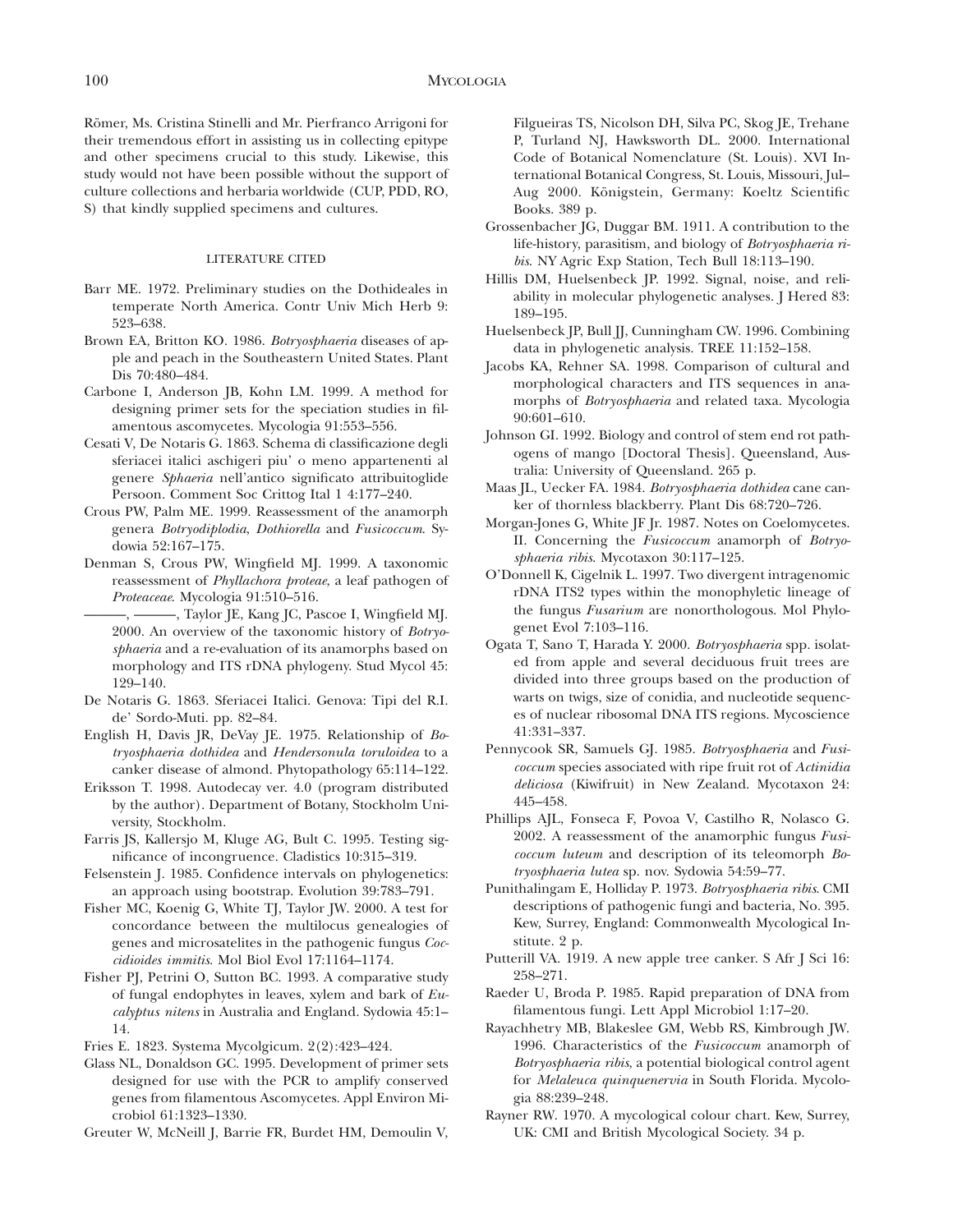Römer, Ms. Cristina Stinelli and Mr. Pierfranco Arrigoni for their tremendous effort in assisting us in collecting epitype and other specimens crucial to this study. Likewise, this study would not have been possible without the support of culture collections and herbaria worldwide (CUP, PDD, RO, S) that kindly supplied specimens and cultures.

## LITERATURE CITED

Barr ME. 1972. Preliminary studies on the Dothideales in temperate North America. Contr Univ Mich Herb 9: 523–638.

Brown EA, Britton KO. 1986. *Botryosphaeria* diseases of apple and peach in the Southeastern United States. Plant Dis 70:480–484.

Carbone I, Anderson JB, Kohn LM. 1999. A method for designing primer sets for the speciation studies in filamentous ascomycetes. Mycologia 91:553–556.

Cesati V, De Notaris G. 1863. Schema di classificazione degli sferiacei italici aschigeri piu' o meno appartenenti al genere *Sphaeria* nell'antico significato attribuitoglide Persoon. Comment Soc Crittog Ital 1 4:177–240.

Crous PW, Palm ME. 1999. Reassessment of the anamorph genera *Botryodiplodia*, *Dothiorella* and *Fusicoccum*. Sydowia 52:167–175.

Denman S, Crous PW, Wingfield MJ. 1999. A taxonomic reassessment of *Phyllachora proteae*, a leaf pathogen of *Proteaceae*. Mycologia 91:510–516.

———, ———, Taylor JE, Kang JC, Pascoe I, Wingfield MJ. 2000. An overview of the taxonomic history of *Botryosphaeria* and a re-evaluation of its anamorphs based on morphology and ITS rDNA phylogeny. Stud Mycol 45: 129–140.

De Notaris G. 1863. Sferiacei Italici. Genova: Tipi del R.I. de' Sordo-Muti. pp. 82–84.

English H, Davis JR, DeVay JE. 1975. Relationship of *Botryosphaeria dothidea* and *Hendersonula toruloidea* to a canker disease of almond. Phytopathology 65:114–122.

Eriksson T. 1998. Autodecay ver. 4.0 (program distributed by the author). Department of Botany, Stockholm University, Stockholm.

Farris JS, Kallersjo M, Kluge AG, Bult C. 1995. Testing significance of incongruence. Cladistics 10:315–319.

Felsenstein J. 1985. Confidence intervals on phylogenetics: an approach using bootstrap. Evolution 39:783–791.

Fisher MC, Koenig G, White TJ, Taylor JW. 2000. A test for concordance between the multilocus genealogies of genes and microsatelites in the pathogenic fungus *Coccidioides immitis*. Mol Biol Evol 17:1164–1174.

Fisher PJ, Petrini O, Sutton BC. 1993. A comparative study of fungal endophytes in leaves, xylem and bark of *Eucalyptus nitens* in Australia and England. Sydowia 45:1–14.

Fries E. 1823. Systema Mycolgicum. 2(2):423–424.

Glass NL, Donaldson GC. 1995. Development of primer sets designed for use with the PCR to amplify conserved genes from filamentous Ascomycetes. Appl Environ Microbiol 61:1323–1330.

Greuter W, McNeill J, Barrie FR, Burdet HM, Demoulin V, Filgueiras TS, Nicolson DH, Silva PC, Skog JE, Trehane P, Turland NJ, Hawksworth DL. 2000. International Code of Botanical Nomenclature (St. Louis). XVI International Botanical Congress, St. Louis, Missouri, Jul–Aug 2000. Königstein, Germany: Koeltz Scientific Books. 389 p.

Grossenbacher JG, Duggar BM. 1911. A contribution to the life-history, parasitism, and biology of *Botryosphaeria ribis*. NY Agric Exp Station, Tech Bull 18:113–190.

Hillis DM, Huelsenbeck JP. 1992. Signal, noise, and reliability in molecular phylogenetic analyses. J Hered 83: 189–195.

Huelsenbeck JP, Bull JJ, Cunningham CW. 1996. Combining data in phylogenetic analysis. TREE 11:152–158.

Jacobs KA, Rehner SA. 1998. Comparison of cultural and morphological characters and ITS sequences in anamorphs of *Botryosphaeria* and related taxa. Mycologia 90:601–610.

Johnson GI. 1992. Biology and control of stem end rot pathogens of mango [Doctoral Thesis]. Queensland, Australia: University of Queensland. 265 p.

Maas JL, Uecker FA. 1984. *Botryosphaeria dothidea* cane canker of thornless blackberry. Plant Dis 68:720–726.

Morgan-Jones G, White JF Jr. 1987. Notes on Coelomycetes. II. Concerning the *Fusicoccum* anamorph of *Botryosphaeria ribis*. Mycotaxon 30:117–125.

O'Donnell K, Cigelnik L. 1997. Two divergent intragenomic rDNA ITS2 types within the monophyletic lineage of the fungus *Fusarium* are nonorthologous. Mol Phylogenet Evol 7:103–116.

Ogata T, Sano T, Harada Y. 2000. *Botryosphaeria* spp. isolated from apple and several deciduous fruit trees are divided into three groups based on the production of warts on twigs, size of conidia, and nucleotide sequences of nuclear ribosomal DNA ITS regions. Mycoscience 41:331–337.

Pennycook SR, Samuels GJ. 1985. *Botryosphaeria* and *Fusicoccum* species associated with ripe fruit rot of *Actinidia deliciosa* (Kiwifruit) in New Zealand. Mycotaxon 24: 445–458.

Phillips AJL, Fonseca F, Povoa V, Castilho R, Nolasco G. 2002. A reassessment of the anamorphic fungus *Fusicoccum luteum* and description of its teleomorph *Botryosphaeria lutea* sp. nov. Sydowia 54:59–77.

Punithalingam E, Holliday P. 1973. *Botryosphaeria ribis*. CMI descriptions of pathogenic fungi and bacteria, No. 395. Kew, Surrey, England: Commonwealth Mycological Institute. 2 p.

Putterill VA. 1919. A new apple tree canker. S Afr J Sci 16: 258–271.

Raeder U, Broda P. 1985. Rapid preparation of DNA from filamentous fungi. Lett Appl Microbiol 1:17–20.

Rayachhetry MB, Blakeslee GM, Webb RS, Kimbrough JW. 1996. Characteristics of the *Fusicoccum* anamorph of *Botryosphaeria ribis*, a potential biological control agent for *Melaleuca quinquenervia* in South Florida. Mycologia 88:239–248.

Rayner RW. 1970. A mycological colour chart. Kew, Surrey, UK: CMI and British Mycological Society. 34 p.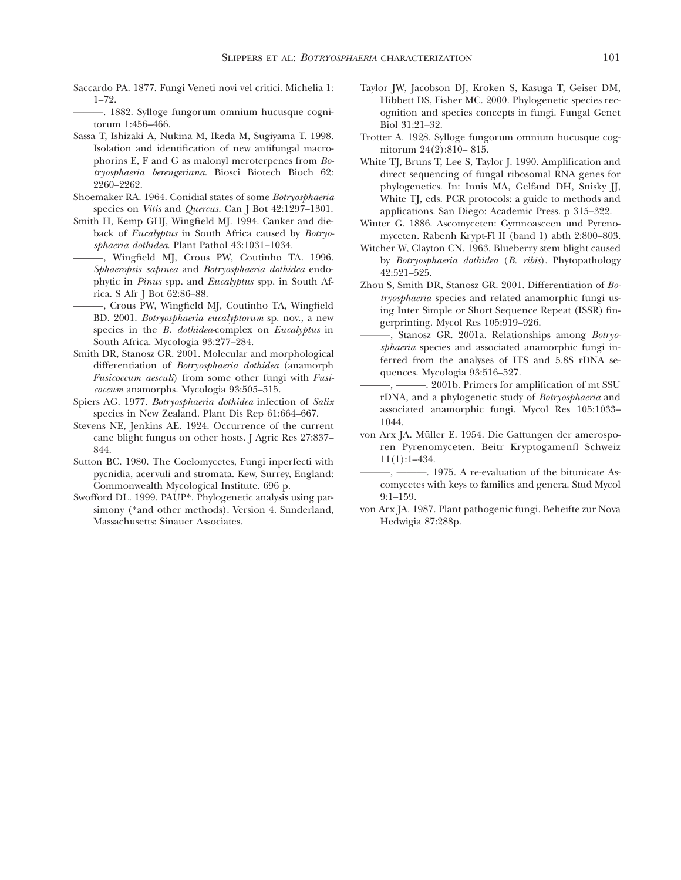Saccardo PA. 1877. Fungi Veneti novi vel critici. Michelia 1: 1–72.

———. 1882. Sylloge fungorum omnium hucusque cognitorum 1:456–466.

Sassa T, Ishizaki A, Nukina M, Ikeda M, Sugiyama T. 1998. Isolation and identification of new antifungal macrophorins E, F and G as malonyl meroterpenes from *Botryosphaeria berengeriana*. Biosci Biotech Bioch 62: 2260–2262.

Shoemaker RA. 1964. Conidial states of some *Botryosphaeria* species on *Vitis* and *Quercus*. Can J Bot 42:1297–1301.

Smith H, Kemp GHJ, Wingfield MJ. 1994. Canker and dieback of *Eucalyptus* in South Africa caused by *Botryosphaeria dothidea*. Plant Pathol 43:1031–1034.

———, Wingfield MJ, Crous PW, Coutinho TA. 1996. *Sphaeropsis sapinea* and *Botryosphaeria dothidea* endophytic in *Pinus* spp. and *Eucalyptus* spp. in South Africa. S Afr J Bot 62:86–88.

———, Crous PW, Wingfield MJ, Coutinho TA, Wingfield BD. 2001. *Botryosphaeria eucalyptorum* sp. nov., a new species in the *B. dothidea*-complex on *Eucalyptus* in South Africa. Mycologia 93:277–284.

Smith DR, Stanosz GR. 2001. Molecular and morphological differentiation of *Botryosphaeria dothidea* (anamorph *Fusicoccum aesculi*) from some other fungi with *Fusicoccum* anamorphs. Mycologia 93:505–515.

Spiers AG. 1977. *Botryosphaeria dothidea* infection of *Salix* species in New Zealand. Plant Dis Rep 61:664–667.

Stevens NE, Jenkins AE. 1924. Occurrence of the current cane blight fungus on other hosts. J Agric Res 27:837–844.

Sutton BC. 1980. The Coelomycetes, Fungi inperfecti with pycnidia, acervuli and stromata. Kew, Surrey, England: Commonwealth Mycological Institute. 696 p.

Swofford DL. 1999. PAUP*. Phylogenetic analysis using parsimony (*and other methods). Version 4. Sunderland, Massachusetts: Sinauer Associates.

Taylor JW, Jacobson DJ, Kroken S, Kasuga T, Geiser DM, Hibbett DS, Fisher MC. 2000. Phylogenetic species recognition and species concepts in fungi. Fungal Genet Biol 31:21–32.

Trotter A. 1928. Sylloge fungorum omnium hucusque cognitorum 24(2):810– 815.

White TJ, Bruns T, Lee S, Taylor J. 1990. Amplification and direct sequencing of fungal ribosomal RNA genes for phylogenetics. In: Innis MA, Gelfand DH, Snisky JJ, White TJ, eds. PCR protocols: a guide to methods and applications. San Diego: Academic Press. p 315–322.

Winter G. 1886. Ascomyceten: Gymnoasceen und Pyrenomyceten. Rabenh Krypt-Fl II (band 1) abth 2:800–803.

Witcher W, Clayton CN. 1963. Blueberry stem blight caused by *Botryosphaeria dothidea* (*B. ribis*). Phytopathology 42:521–525.

Zhou S, Smith DR, Stanosz GR. 2001. Differentiation of *Botryosphaeria* species and related anamorphic fungi using Inter Simple or Short Sequence Repeat (ISSR) fingerprinting. Mycol Res 105:919–926.

———, Stanosz GR. 2001a. Relationships among *Botryosphaeria* species and associated anamorphic fungi inferred from the analyses of ITS and 5.8S rDNA sequences. Mycologia 93:516–527.

———, ———. 2001b. Primers for amplification of mt SSU rDNA, and a phylogenetic study of *Botryosphaeria* and associated anamorphic fungi. Mycol Res 105:1033–1044.

von Arx JA. Müller E. 1954. Die Gattungen der amerosporen Pyrenomyceten. Beitr Kryptogamenfl Schweiz 11(1):1–434.

———, ———. 1975. A re-evaluation of the bitunicate Ascomycetes with keys to families and genera. Stud Mycol 9:1–159.

von Arx JA. 1987. Plant pathogenic fungi. Beheifte zur Nova Hedwigia 87:288p.